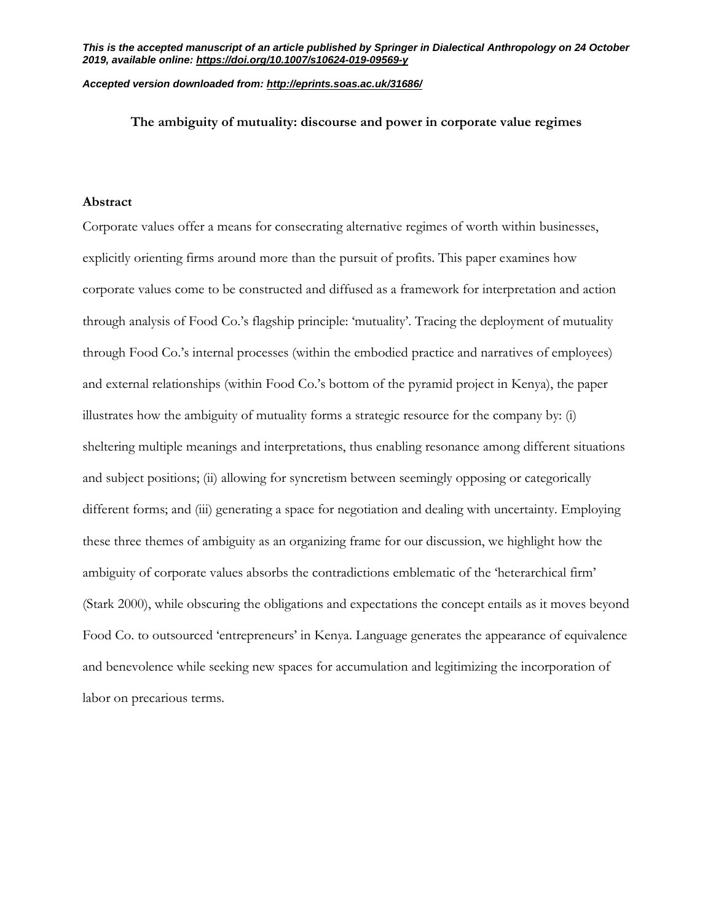***This is the accepted manuscript of an article published by Springer in Dialectical Anthropology on 24 October 2019, available online: [https://doi.org/10.1007/s10624-019-09569-y](https://doi.org/10.1007/s10624-019-09569-y)***

***Accepted version downloaded from: [http://eprints.soas.ac.uk/31686/](http://eprints.soas.ac.uk/31686/)***

# The ambiguity of mutuality: discourse and power in corporate value regimes

## Abstract

Corporate values offer a means for consecrating alternative regimes of worth within businesses, explicitly orienting firms around more than the pursuit of profits. This paper examines how corporate values come to be constructed and diffused as a framework for interpretation and action through analysis of Food Co.'s flagship principle: 'mutuality'. Tracing the deployment of mutuality through Food Co.'s internal processes (within the embodied practice and narratives of employees) and external relationships (within Food Co.'s bottom of the pyramid project in Kenya), the paper illustrates how the ambiguity of mutuality forms a strategic resource for the company by: (i) sheltering multiple meanings and interpretations, thus enabling resonance among different situations and subject positions; (ii) allowing for syncretism between seemingly opposing or categorically different forms; and (iii) generating a space for negotiation and dealing with uncertainty. Employing these three themes of ambiguity as an organizing frame for our discussion, we highlight how the ambiguity of corporate values absorbs the contradictions emblematic of the 'heterarchical firm' (Stark 2000), while obscuring the obligations and expectations the concept entails as it moves beyond Food Co. to outsourced 'entrepreneurs' in Kenya. Language generates the appearance of equivalence and benevolence while seeking new spaces for accumulation and legitimizing the incorporation of labor on precarious terms.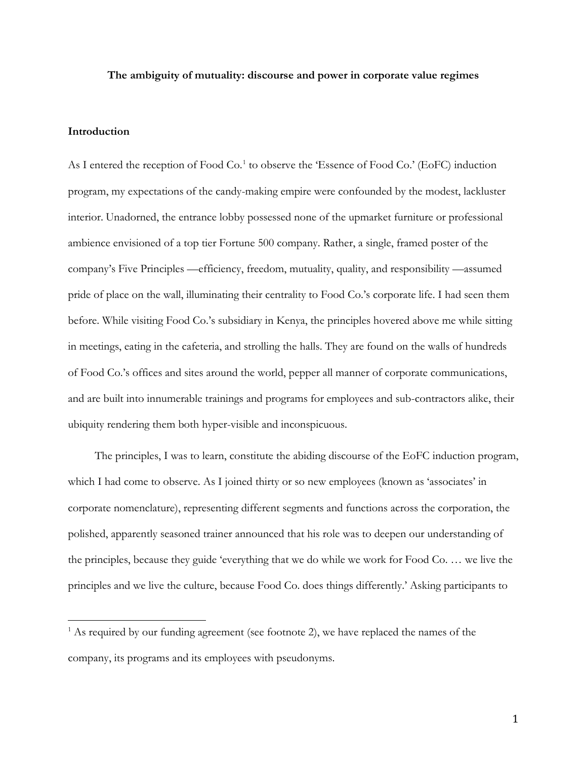**The ambiguity of mutuality: discourse and power in corporate value regimes**

## Introduction

As I entered the reception of Food Co.[1] to observe the 'Essence of Food Co.' (EoFC) induction program, my expectations of the candy-making empire were confounded by the modest, lackluster interior. Unadorned, the entrance lobby possessed none of the upmarket furniture or professional ambience envisioned of a top tier Fortune 500 company. Rather, a single, framed poster of the company's Five Principles —efficiency, freedom, mutuality, quality, and responsibility —assumed pride of place on the wall, illuminating their centrality to Food Co.'s corporate life. I had seen them before. While visiting Food Co.'s subsidiary in Kenya, the principles hovered above me while sitting in meetings, eating in the cafeteria, and strolling the halls. They are found on the walls of hundreds of Food Co.'s offices and sites around the world, pepper all manner of corporate communications, and are built into innumerable trainings and programs for employees and sub-contractors alike, their ubiquity rendering them both hyper-visible and inconspicuous.

The principles, I was to learn, constitute the abiding discourse of the EoFC induction program, which I had come to observe. As I joined thirty or so new employees (known as 'associates' in corporate nomenclature), representing different segments and functions across the corporation, the polished, apparently seasoned trainer announced that his role was to deepen our understanding of the principles, because they guide 'everything that we do while we work for Food Co. … we live the principles and we live the culture, because Food Co. does things differently.' Asking participants to

[1] As required by our funding agreement (see footnote 2), we have replaced the names of the company, its programs and its employees with pseudonyms.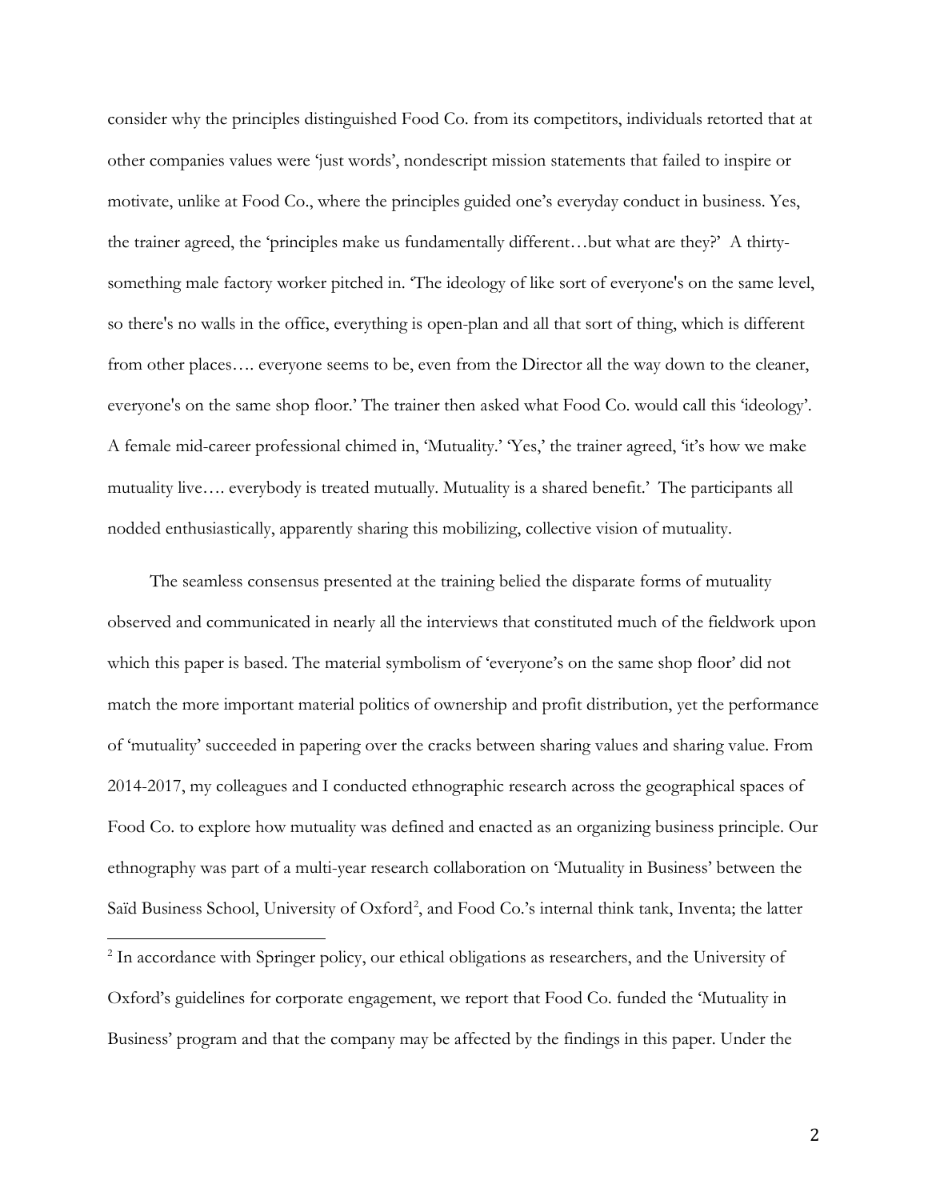consider why the principles distinguished Food Co. from its competitors, individuals retorted that at other companies values were 'just words', nondescript mission statements that failed to inspire or motivate, unlike at Food Co., where the principles guided one's everyday conduct in business. Yes, the trainer agreed, the 'principles make us fundamentally different…but what are they?' A thirty-something male factory worker pitched in. 'The ideology of like sort of everyone's on the same level, so there's no walls in the office, everything is open-plan and all that sort of thing, which is different from other places…. everyone seems to be, even from the Director all the way down to the cleaner, everyone's on the same shop floor.' The trainer then asked what Food Co. would call this 'ideology'. A female mid-career professional chimed in, 'Mutuality.' 'Yes,' the trainer agreed, 'it's how we make mutuality live…. everybody is treated mutually. Mutuality is a shared benefit.' The participants all nodded enthusiastically, apparently sharing this mobilizing, collective vision of mutuality.

The seamless consensus presented at the training belied the disparate forms of mutuality observed and communicated in nearly all the interviews that constituted much of the fieldwork upon which this paper is based. The material symbolism of 'everyone's on the same shop floor' did not match the more important material politics of ownership and profit distribution, yet the performance of 'mutuality' succeeded in papering over the cracks between sharing values and sharing value. From 2014-2017, my colleagues and I conducted ethnographic research across the geographical spaces of Food Co. to explore how mutuality was defined and enacted as an organizing business principle. Our ethnography was part of a multi-year research collaboration on 'Mutuality in Business' between the Saïd Business School, University of Oxford[2], and Food Co.'s internal think tank, Inventa; the latter

[2] In accordance with Springer policy, our ethical obligations as researchers, and the University of Oxford's guidelines for corporate engagement, we report that Food Co. funded the 'Mutuality in Business' program and that the company may be affected by the findings in this paper. Under the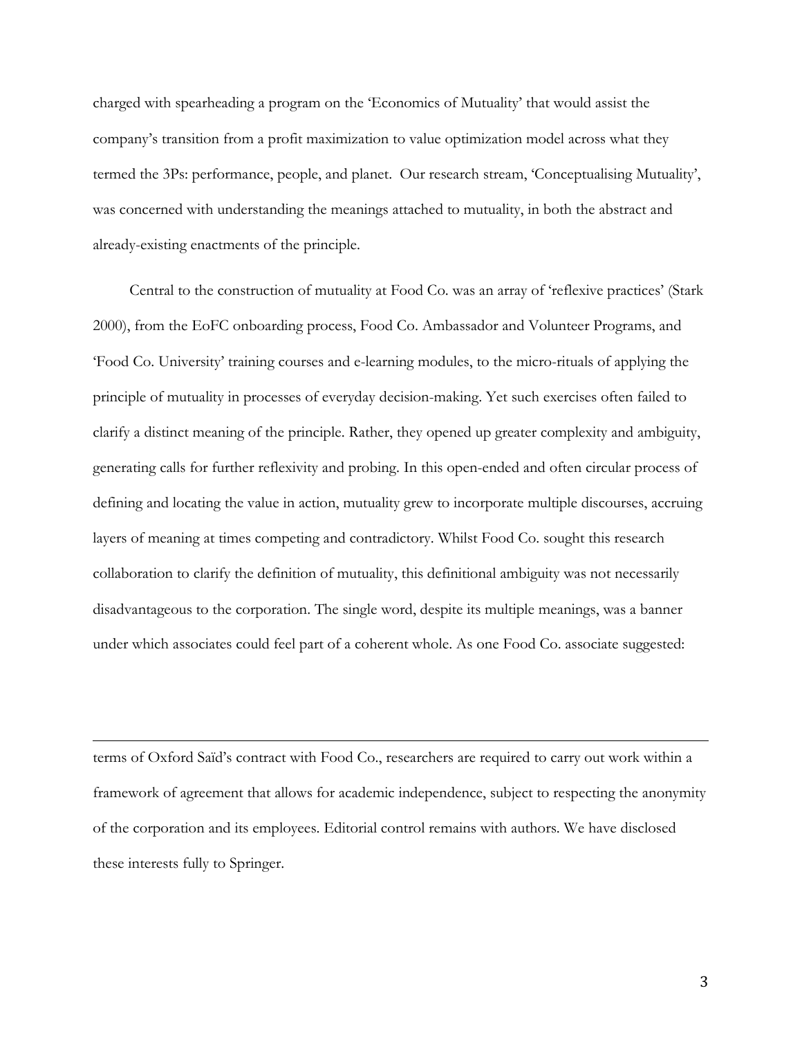charged with spearheading a program on the 'Economics of Mutuality' that would assist the company's transition from a profit maximization to value optimization model across what they termed the 3Ps: performance, people, and planet. Our research stream, 'Conceptualising Mutuality', was concerned with understanding the meanings attached to mutuality, in both the abstract and already-existing enactments of the principle.

Central to the construction of mutuality at Food Co. was an array of 'reflexive practices' (Stark 2000), from the EoFC onboarding process, Food Co. Ambassador and Volunteer Programs, and 'Food Co. University' training courses and e-learning modules, to the micro-rituals of applying the principle of mutuality in processes of everyday decision-making. Yet such exercises often failed to clarify a distinct meaning of the principle. Rather, they opened up greater complexity and ambiguity, generating calls for further reflexivity and probing. In this open-ended and often circular process of defining and locating the value in action, mutuality grew to incorporate multiple discourses, accruing layers of meaning at times competing and contradictory. Whilst Food Co. sought this research collaboration to clarify the definition of mutuality, this definitional ambiguity was not necessarily disadvantageous to the corporation. The single word, despite its multiple meanings, was a banner under which associates could feel part of a coherent whole. As one Food Co. associate suggested:

---

terms of Oxford Saïd's contract with Food Co., researchers are required to carry out work within a framework of agreement that allows for academic independence, subject to respecting the anonymity of the corporation and its employees. Editorial control remains with authors. We have disclosed these interests fully to Springer.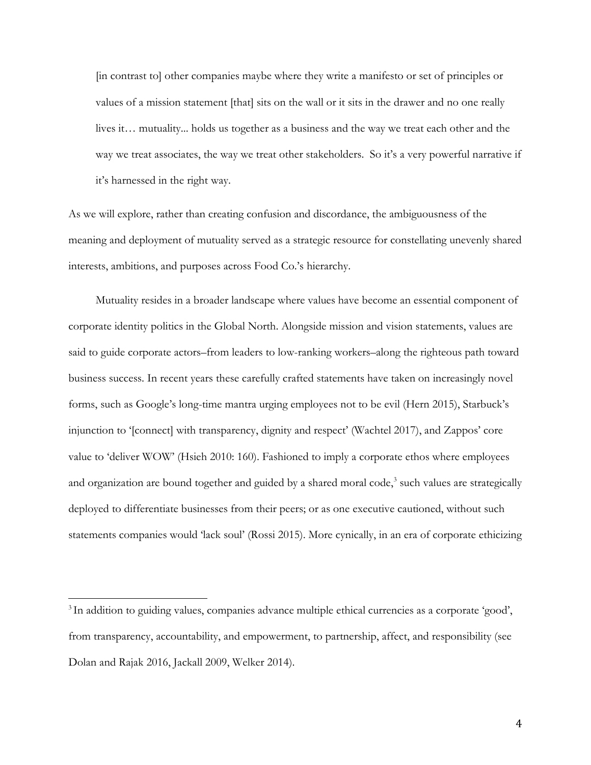> [in contrast to] other companies maybe where they write a manifesto or set of principles or values of a mission statement [that] sits on the wall or it sits in the drawer and no one really lives it… mutuality... holds us together as a business and the way we treat each other and the way we treat associates, the way we treat other stakeholders. So it's a very powerful narrative if it's harnessed in the right way.

As we will explore, rather than creating confusion and discordance, the ambiguousness of the meaning and deployment of mutuality served as a strategic resource for constellating unevenly shared interests, ambitions, and purposes across Food Co.'s hierarchy.

Mutuality resides in a broader landscape where values have become an essential component of corporate identity politics in the Global North. Alongside mission and vision statements, values are said to guide corporate actors–from leaders to low-ranking workers–along the righteous path toward business success. In recent years these carefully crafted statements have taken on increasingly novel forms, such as Google's long-time mantra urging employees not to be evil (Hern 2015), Starbuck's injunction to '[connect] with transparency, dignity and respect' (Wachtel 2017), and Zappos' core value to 'deliver WOW' (Hsieh 2010: 160). Fashioned to imply a corporate ethos where employees and organization are bound together and guided by a shared moral code,[3] such values are strategically deployed to differentiate businesses from their peers; or as one executive cautioned, without such statements companies would 'lack soul' (Rossi 2015). More cynically, in an era of corporate ethicizing

[3] In addition to guiding values, companies advance multiple ethical currencies as a corporate 'good', from transparency, accountability, and empowerment, to partnership, affect, and responsibility (see Dolan and Rajak 2016, Jackall 2009, Welker 2014).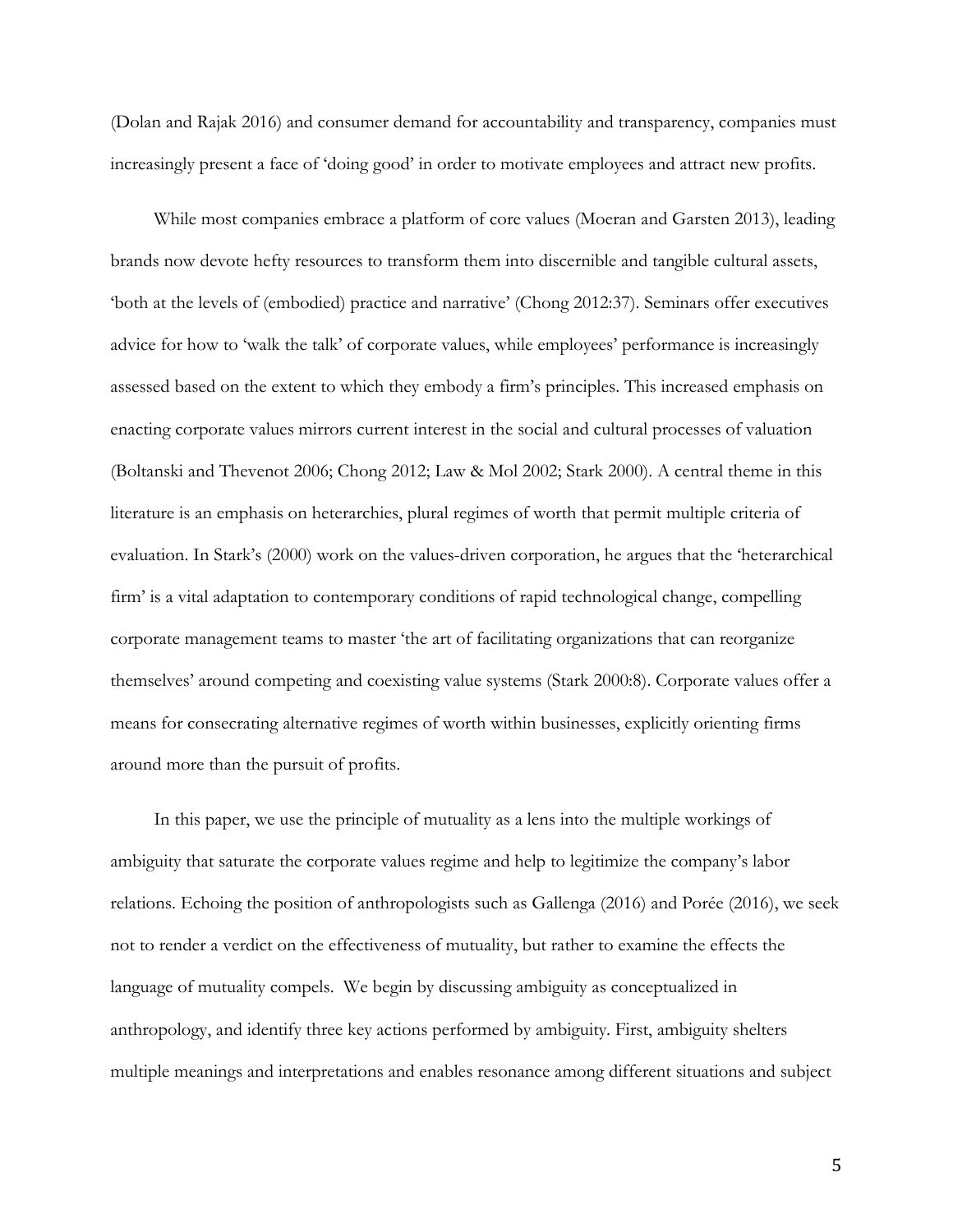(Dolan and Rajak 2016) and consumer demand for accountability and transparency, companies must increasingly present a face of 'doing good' in order to motivate employees and attract new profits.

While most companies embrace a platform of core values (Moeran and Garsten 2013), leading brands now devote hefty resources to transform them into discernible and tangible cultural assets, 'both at the levels of (embodied) practice and narrative' (Chong 2012:37). Seminars offer executives advice for how to 'walk the talk' of corporate values, while employees' performance is increasingly assessed based on the extent to which they embody a firm's principles. This increased emphasis on enacting corporate values mirrors current interest in the social and cultural processes of valuation (Boltanski and Thevenot 2006; Chong 2012; Law & Mol 2002; Stark 2000). A central theme in this literature is an emphasis on heterarchies, plural regimes of worth that permit multiple criteria of evaluation. In Stark's (2000) work on the values-driven corporation, he argues that the 'heterarchical firm' is a vital adaptation to contemporary conditions of rapid technological change, compelling corporate management teams to master 'the art of facilitating organizations that can reorganize themselves' around competing and coexisting value systems (Stark 2000:8). Corporate values offer a means for consecrating alternative regimes of worth within businesses, explicitly orienting firms around more than the pursuit of profits.

In this paper, we use the principle of mutuality as a lens into the multiple workings of ambiguity that saturate the corporate values regime and help to legitimize the company's labor relations. Echoing the position of anthropologists such as Gallenga (2016) and Porée (2016), we seek not to render a verdict on the effectiveness of mutuality, but rather to examine the effects the language of mutuality compels. We begin by discussing ambiguity as conceptualized in anthropology, and identify three key actions performed by ambiguity. First, ambiguity shelters multiple meanings and interpretations and enables resonance among different situations and subject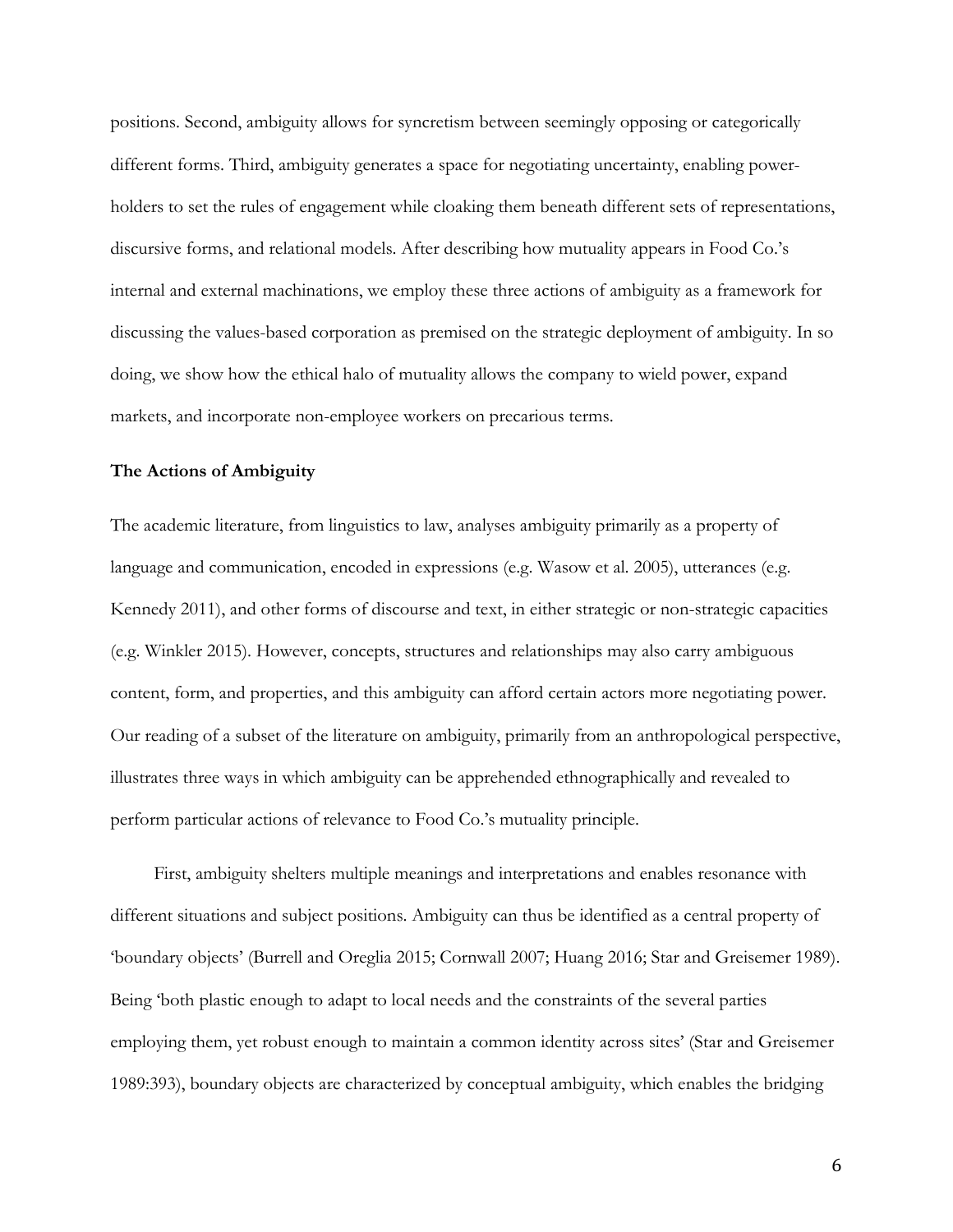positions. Second, ambiguity allows for syncretism between seemingly opposing or categorically different forms. Third, ambiguity generates a space for negotiating uncertainty, enabling power-holders to set the rules of engagement while cloaking them beneath different sets of representations, discursive forms, and relational models. After describing how mutuality appears in Food Co.'s internal and external machinations, we employ these three actions of ambiguity as a framework for discussing the values-based corporation as premised on the strategic deployment of ambiguity. In so doing, we show how the ethical halo of mutuality allows the company to wield power, expand markets, and incorporate non-employee workers on precarious terms.

**The Actions of Ambiguity**

The academic literature, from linguistics to law, analyses ambiguity primarily as a property of language and communication, encoded in expressions (e.g. Wasow et al. 2005), utterances (e.g. Kennedy 2011), and other forms of discourse and text, in either strategic or non-strategic capacities (e.g. Winkler 2015). However, concepts, structures and relationships may also carry ambiguous content, form, and properties, and this ambiguity can afford certain actors more negotiating power. Our reading of a subset of the literature on ambiguity, primarily from an anthropological perspective, illustrates three ways in which ambiguity can be apprehended ethnographically and revealed to perform particular actions of relevance to Food Co.'s mutuality principle.

First, ambiguity shelters multiple meanings and interpretations and enables resonance with different situations and subject positions. Ambiguity can thus be identified as a central property of 'boundary objects' (Burrell and Oreglia 2015; Cornwall 2007; Huang 2016; Star and Greisemer 1989). Being 'both plastic enough to adapt to local needs and the constraints of the several parties employing them, yet robust enough to maintain a common identity across sites' (Star and Greisemer 1989:393), boundary objects are characterized by conceptual ambiguity, which enables the bridging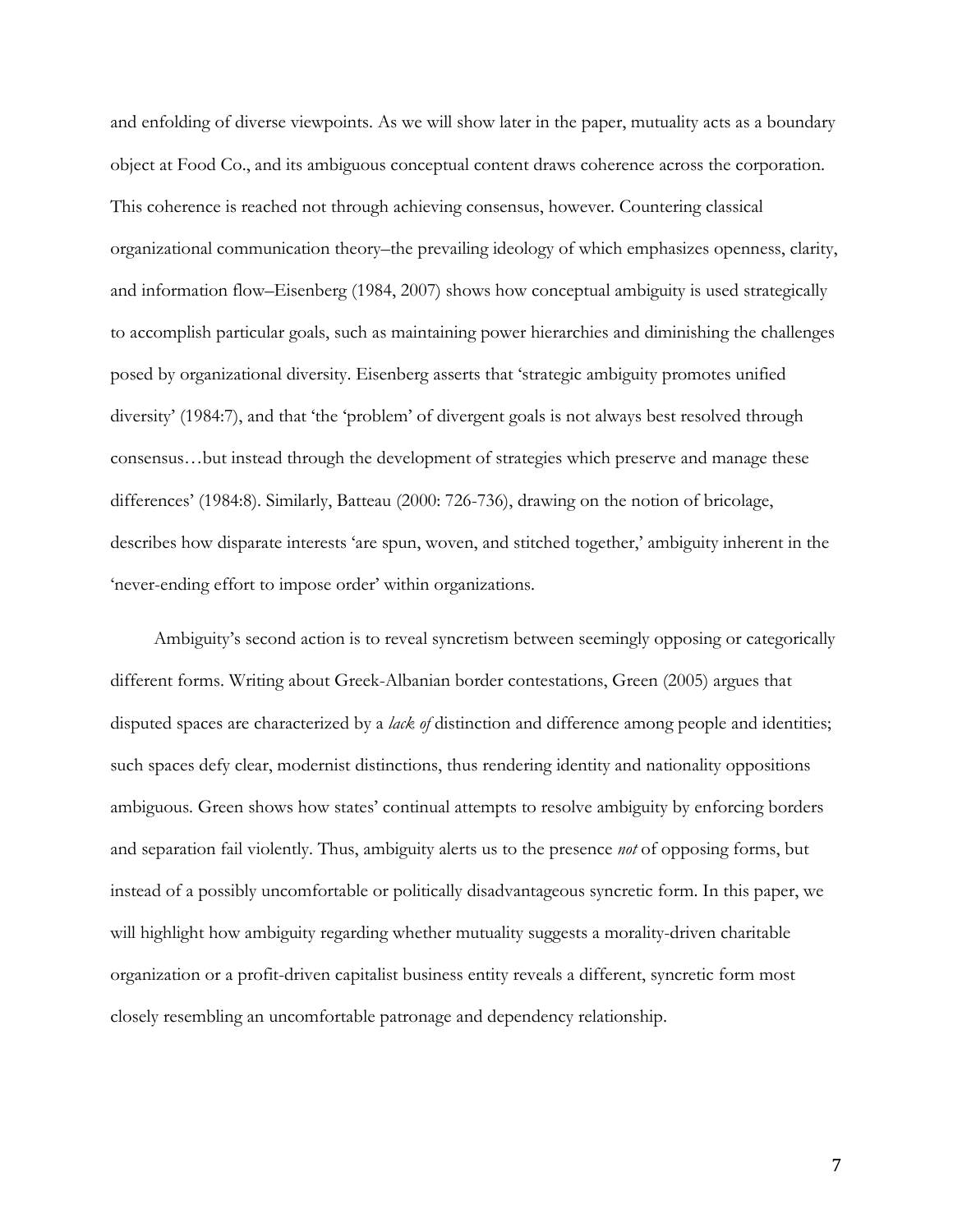and enfolding of diverse viewpoints. As we will show later in the paper, mutuality acts as a boundary object at Food Co., and its ambiguous conceptual content draws coherence across the corporation. This coherence is reached not through achieving consensus, however. Countering classical organizational communication theory–the prevailing ideology of which emphasizes openness, clarity, and information flow–Eisenberg (1984, 2007) shows how conceptual ambiguity is used strategically to accomplish particular goals, such as maintaining power hierarchies and diminishing the challenges posed by organizational diversity. Eisenberg asserts that 'strategic ambiguity promotes unified diversity' (1984:7), and that 'the 'problem' of divergent goals is not always best resolved through consensus…but instead through the development of strategies which preserve and manage these differences' (1984:8). Similarly, Batteau (2000: 726-736), drawing on the notion of bricolage, describes how disparate interests 'are spun, woven, and stitched together,' ambiguity inherent in the 'never-ending effort to impose order' within organizations.

Ambiguity's second action is to reveal syncretism between seemingly opposing or categorically different forms. Writing about Greek-Albanian border contestations, Green (2005) argues that disputed spaces are characterized by a *lack of* distinction and difference among people and identities; such spaces defy clear, modernist distinctions, thus rendering identity and nationality oppositions ambiguous. Green shows how states' continual attempts to resolve ambiguity by enforcing borders and separation fail violently. Thus, ambiguity alerts us to the presence *not* of opposing forms, but instead of a possibly uncomfortable or politically disadvantageous syncretic form. In this paper, we will highlight how ambiguity regarding whether mutuality suggests a morality-driven charitable organization or a profit-driven capitalist business entity reveals a different, syncretic form most closely resembling an uncomfortable patronage and dependency relationship.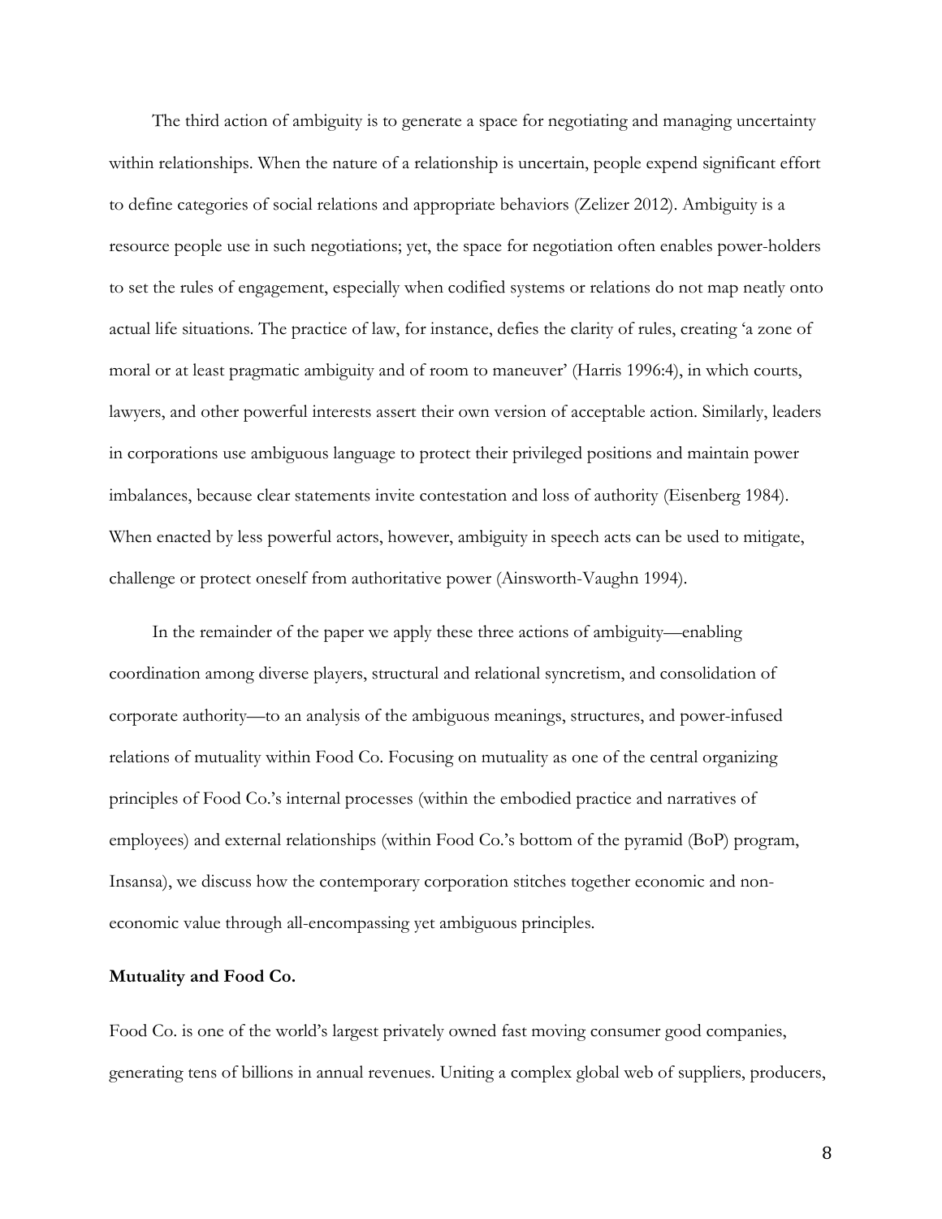The third action of ambiguity is to generate a space for negotiating and managing uncertainty within relationships. When the nature of a relationship is uncertain, people expend significant effort to define categories of social relations and appropriate behaviors (Zelizer 2012). Ambiguity is a resource people use in such negotiations; yet, the space for negotiation often enables power-holders to set the rules of engagement, especially when codified systems or relations do not map neatly onto actual life situations. The practice of law, for instance, defies the clarity of rules, creating 'a zone of moral or at least pragmatic ambiguity and of room to maneuver' (Harris 1996:4), in which courts, lawyers, and other powerful interests assert their own version of acceptable action. Similarly, leaders in corporations use ambiguous language to protect their privileged positions and maintain power imbalances, because clear statements invite contestation and loss of authority (Eisenberg 1984). When enacted by less powerful actors, however, ambiguity in speech acts can be used to mitigate, challenge or protect oneself from authoritative power (Ainsworth-Vaughn 1994).

In the remainder of the paper we apply these three actions of ambiguity—enabling coordination among diverse players, structural and relational syncretism, and consolidation of corporate authority—to an analysis of the ambiguous meanings, structures, and power-infused relations of mutuality within Food Co. Focusing on mutuality as one of the central organizing principles of Food Co.'s internal processes (within the embodied practice and narratives of employees) and external relationships (within Food Co.'s bottom of the pyramid (BoP) program, Insansa), we discuss how the contemporary corporation stitches together economic and non-economic value through all-encompassing yet ambiguous principles.

**Mutuality and Food Co.**

Food Co. is one of the world's largest privately owned fast moving consumer good companies, generating tens of billions in annual revenues. Uniting a complex global web of suppliers, producers,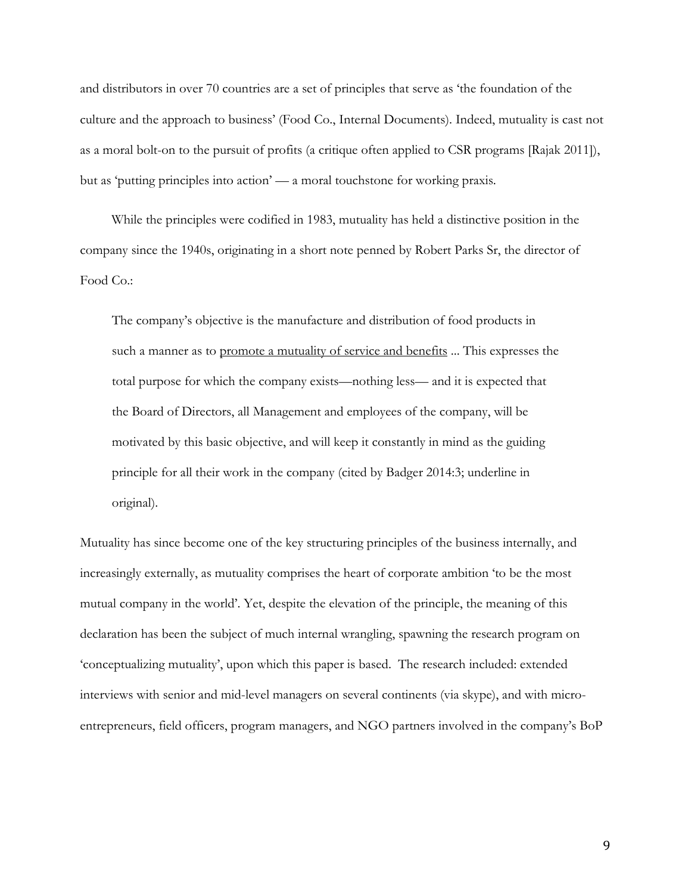and distributors in over 70 countries are a set of principles that serve as 'the foundation of the culture and the approach to business' (Food Co., Internal Documents). Indeed, mutuality is cast not as a moral bolt-on to the pursuit of profits (a critique often applied to CSR programs [Rajak 2011]), but as 'putting principles into action' — a moral touchstone for working praxis.

While the principles were codified in 1983, mutuality has held a distinctive position in the company since the 1940s, originating in a short note penned by Robert Parks Sr, the director of Food Co.:

> The company's objective is the manufacture and distribution of food products in such a manner as to <u>promote a mutuality of service and benefits</u> ... This expresses the total purpose for which the company exists—nothing less— and it is expected that the Board of Directors, all Management and employees of the company, will be motivated by this basic objective, and will keep it constantly in mind as the guiding principle for all their work in the company (cited by Badger 2014:3; underline in original).

Mutuality has since become one of the key structuring principles of the business internally, and increasingly externally, as mutuality comprises the heart of corporate ambition 'to be the most mutual company in the world'. Yet, despite the elevation of the principle, the meaning of this declaration has been the subject of much internal wrangling, spawning the research program on 'conceptualizing mutuality', upon which this paper is based. The research included: extended interviews with senior and mid-level managers on several continents (via skype), and with micro-entrepreneurs, field officers, program managers, and NGO partners involved in the company's BoP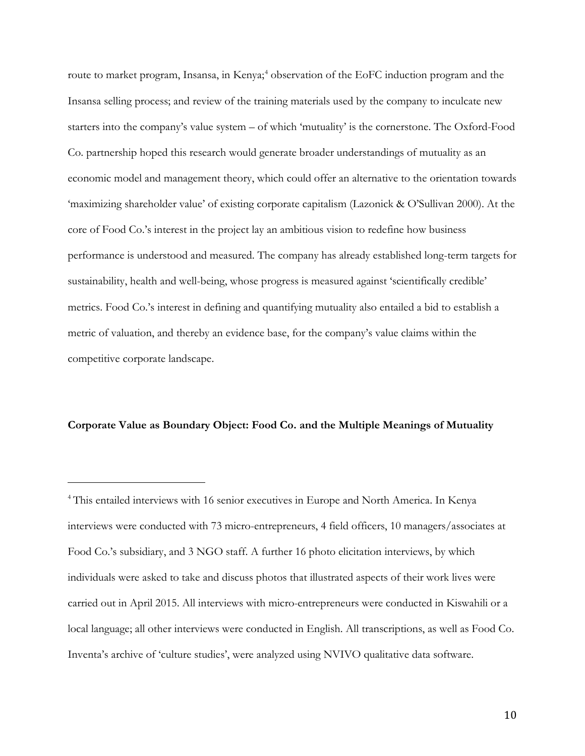route to market program, Insansa, in Kenya;[4] observation of the EoFC induction program and the Insansa selling process; and review of the training materials used by the company to inculcate new starters into the company's value system – of which 'mutuality' is the cornerstone. The Oxford-Food Co. partnership hoped this research would generate broader understandings of mutuality as an economic model and management theory, which could offer an alternative to the orientation towards 'maximizing shareholder value' of existing corporate capitalism (Lazonick & O'Sullivan 2000). At the core of Food Co.'s interest in the project lay an ambitious vision to redefine how business performance is understood and measured. The company has already established long-term targets for sustainability, health and well-being, whose progress is measured against 'scientifically credible' metrics. Food Co.'s interest in defining and quantifying mutuality also entailed a bid to establish a metric of valuation, and thereby an evidence base, for the company's value claims within the competitive corporate landscape.

**Corporate Value as Boundary Object: Food Co. and the Multiple Meanings of Mutuality**

[4] This entailed interviews with 16 senior executives in Europe and North America. In Kenya interviews were conducted with 73 micro-entrepreneurs, 4 field officers, 10 managers/associates at Food Co.'s subsidiary, and 3 NGO staff. A further 16 photo elicitation interviews, by which individuals were asked to take and discuss photos that illustrated aspects of their work lives were carried out in April 2015. All interviews with micro-entrepreneurs were conducted in Kiswahili or a local language; all other interviews were conducted in English. All transcriptions, as well as Food Co. Inventa's archive of 'culture studies', were analyzed using NVIVO qualitative data software.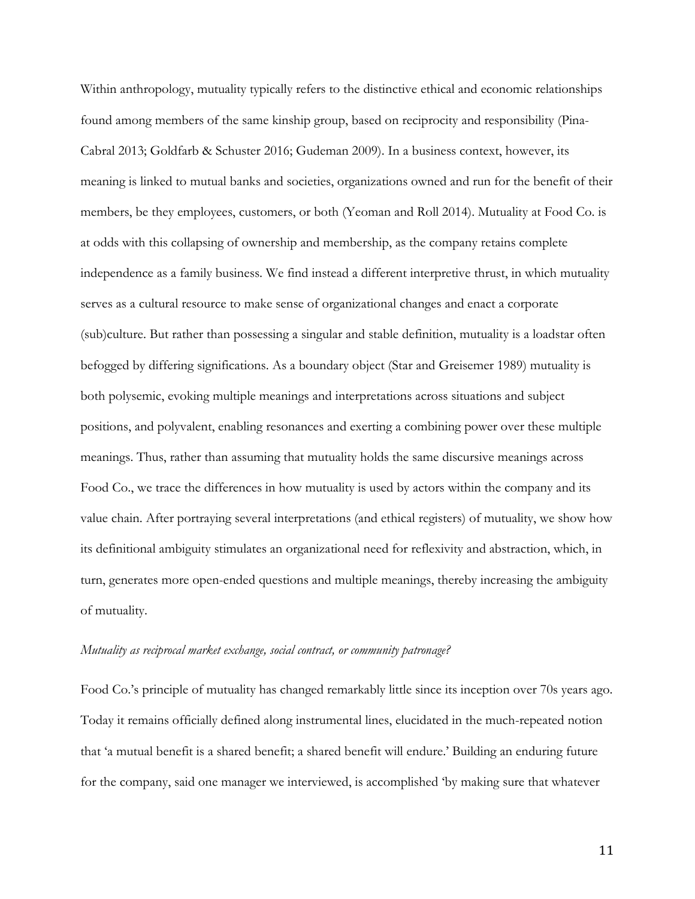Within anthropology, mutuality typically refers to the distinctive ethical and economic relationships found among members of the same kinship group, based on reciprocity and responsibility (Pina-Cabral 2013; Goldfarb & Schuster 2016; Gudeman 2009). In a business context, however, its meaning is linked to mutual banks and societies, organizations owned and run for the benefit of their members, be they employees, customers, or both (Yeoman and Roll 2014). Mutuality at Food Co. is at odds with this collapsing of ownership and membership, as the company retains complete independence as a family business. We find instead a different interpretive thrust, in which mutuality serves as a cultural resource to make sense of organizational changes and enact a corporate (sub)culture. But rather than possessing a singular and stable definition, mutuality is a loadstar often befogged by differing significations. As a boundary object (Star and Greisemer 1989) mutuality is both polysemic, evoking multiple meanings and interpretations across situations and subject positions, and polyvalent, enabling resonances and exerting a combining power over these multiple meanings. Thus, rather than assuming that mutuality holds the same discursive meanings across Food Co., we trace the differences in how mutuality is used by actors within the company and its value chain. After portraying several interpretations (and ethical registers) of mutuality, we show how its definitional ambiguity stimulates an organizational need for reflexivity and abstraction, which, in turn, generates more open-ended questions and multiple meanings, thereby increasing the ambiguity of mutuality.

*Mutuality as reciprocal market exchange, social contract, or community patronage?*

Food Co.'s principle of mutuality has changed remarkably little since its inception over 70s years ago. Today it remains officially defined along instrumental lines, elucidated in the much-repeated notion that 'a mutual benefit is a shared benefit; a shared benefit will endure.' Building an enduring future for the company, said one manager we interviewed, is accomplished 'by making sure that whatever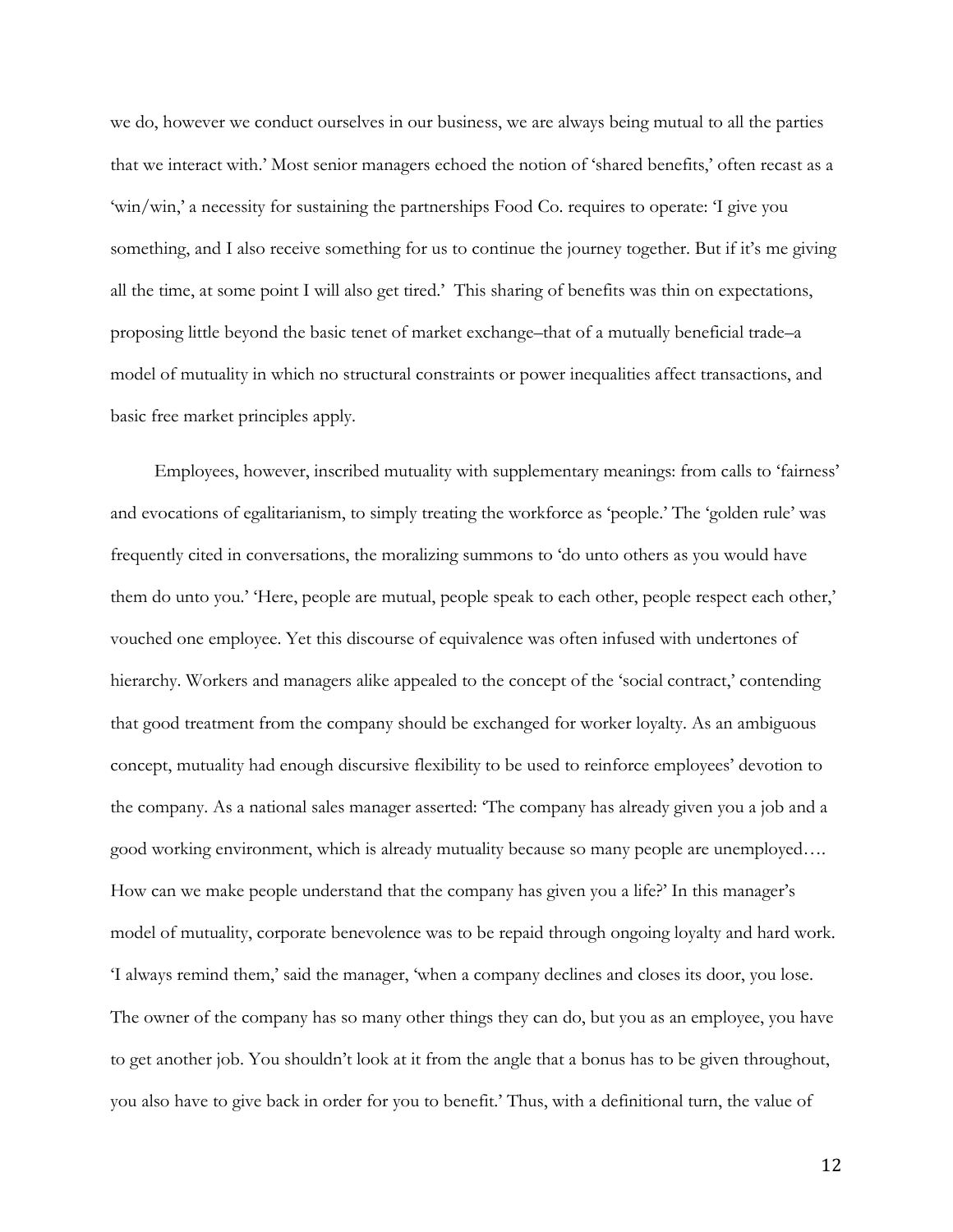we do, however we conduct ourselves in our business, we are always being mutual to all the parties that we interact with.' Most senior managers echoed the notion of 'shared benefits,' often recast as a 'win/win,' a necessity for sustaining the partnerships Food Co. requires to operate: 'I give you something, and I also receive something for us to continue the journey together. But if it's me giving all the time, at some point I will also get tired.' This sharing of benefits was thin on expectations, proposing little beyond the basic tenet of market exchange–that of a mutually beneficial trade–a model of mutuality in which no structural constraints or power inequalities affect transactions, and basic free market principles apply.

Employees, however, inscribed mutuality with supplementary meanings: from calls to 'fairness' and evocations of egalitarianism, to simply treating the workforce as 'people.' The 'golden rule' was frequently cited in conversations, the moralizing summons to 'do unto others as you would have them do unto you.' 'Here, people are mutual, people speak to each other, people respect each other,' vouched one employee. Yet this discourse of equivalence was often infused with undertones of hierarchy. Workers and managers alike appealed to the concept of the 'social contract,' contending that good treatment from the company should be exchanged for worker loyalty. As an ambiguous concept, mutuality had enough discursive flexibility to be used to reinforce employees' devotion to the company. As a national sales manager asserted: 'The company has already given you a job and a good working environment, which is already mutuality because so many people are unemployed…. How can we make people understand that the company has given you a life?' In this manager's model of mutuality, corporate benevolence was to be repaid through ongoing loyalty and hard work. 'I always remind them,' said the manager, 'when a company declines and closes its door, you lose. The owner of the company has so many other things they can do, but you as an employee, you have to get another job. You shouldn't look at it from the angle that a bonus has to be given throughout, you also have to give back in order for you to benefit.' Thus, with a definitional turn, the value of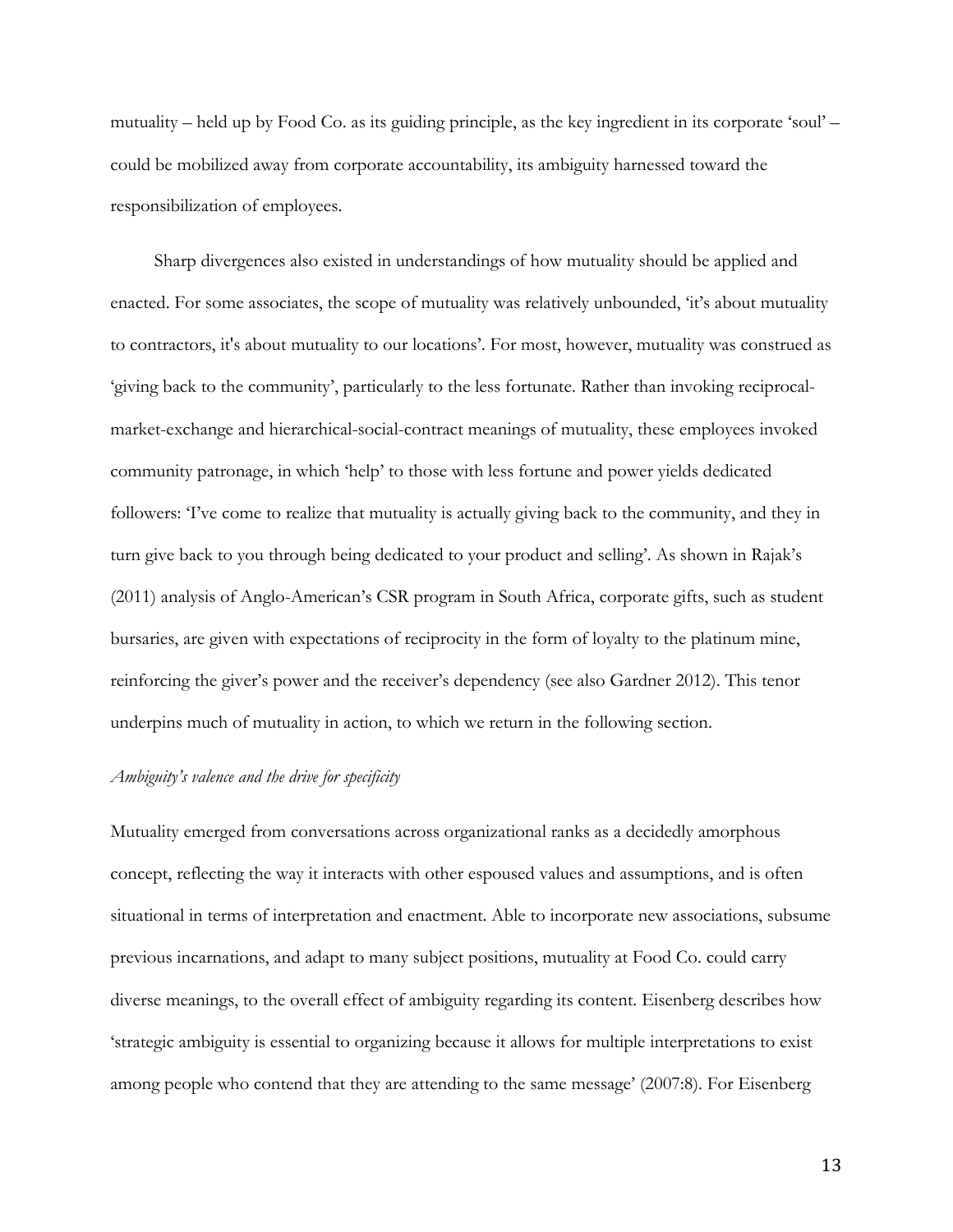mutuality – held up by Food Co. as its guiding principle, as the key ingredient in its corporate 'soul' – could be mobilized away from corporate accountability, its ambiguity harnessed toward the responsibilization of employees.

Sharp divergences also existed in understandings of how mutuality should be applied and enacted. For some associates, the scope of mutuality was relatively unbounded, 'it's about mutuality to contractors, it's about mutuality to our locations'. For most, however, mutuality was construed as 'giving back to the community', particularly to the less fortunate. Rather than invoking reciprocal-market-exchange and hierarchical-social-contract meanings of mutuality, these employees invoked community patronage, in which 'help' to those with less fortune and power yields dedicated followers: 'I've come to realize that mutuality is actually giving back to the community, and they in turn give back to you through being dedicated to your product and selling'. As shown in Rajak's (2011) analysis of Anglo-American's CSR program in South Africa, corporate gifts, such as student bursaries, are given with expectations of reciprocity in the form of loyalty to the platinum mine, reinforcing the giver's power and the receiver's dependency (see also Gardner 2012). This tenor underpins much of mutuality in action, to which we return in the following section.

*Ambiguity's valence and the drive for specificity*

Mutuality emerged from conversations across organizational ranks as a decidedly amorphous concept, reflecting the way it interacts with other espoused values and assumptions, and is often situational in terms of interpretation and enactment. Able to incorporate new associations, subsume previous incarnations, and adapt to many subject positions, mutuality at Food Co. could carry diverse meanings, to the overall effect of ambiguity regarding its content. Eisenberg describes how 'strategic ambiguity is essential to organizing because it allows for multiple interpretations to exist among people who contend that they are attending to the same message' (2007:8). For Eisenberg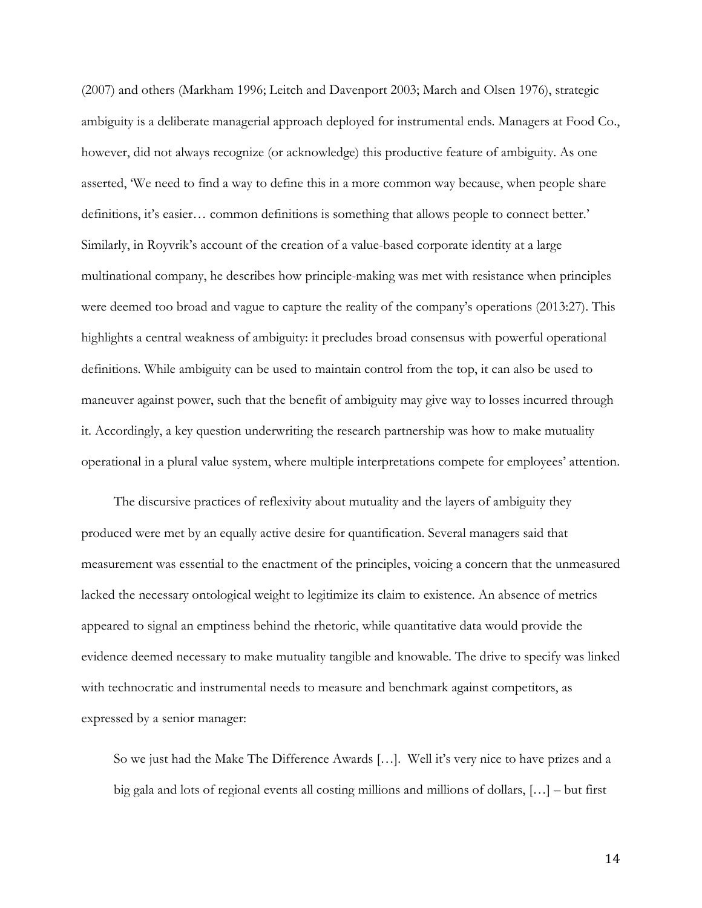(2007) and others (Markham 1996; Leitch and Davenport 2003; March and Olsen 1976), strategic ambiguity is a deliberate managerial approach deployed for instrumental ends. Managers at Food Co., however, did not always recognize (or acknowledge) this productive feature of ambiguity. As one asserted, 'We need to find a way to define this in a more common way because, when people share definitions, it's easier… common definitions is something that allows people to connect better.' Similarly, in Royvrik's account of the creation of a value-based corporate identity at a large multinational company, he describes how principle-making was met with resistance when principles were deemed too broad and vague to capture the reality of the company's operations (2013:27). This highlights a central weakness of ambiguity: it precludes broad consensus with powerful operational definitions. While ambiguity can be used to maintain control from the top, it can also be used to maneuver against power, such that the benefit of ambiguity may give way to losses incurred through it. Accordingly, a key question underwriting the research partnership was how to make mutuality operational in a plural value system, where multiple interpretations compete for employees' attention.

The discursive practices of reflexivity about mutuality and the layers of ambiguity they produced were met by an equally active desire for quantification. Several managers said that measurement was essential to the enactment of the principles, voicing a concern that the unmeasured lacked the necessary ontological weight to legitimize its claim to existence. An absence of metrics appeared to signal an emptiness behind the rhetoric, while quantitative data would provide the evidence deemed necessary to make mutuality tangible and knowable. The drive to specify was linked with technocratic and instrumental needs to measure and benchmark against competitors, as expressed by a senior manager:

> So we just had the Make The Difference Awards […]. Well it's very nice to have prizes and a big gala and lots of regional events all costing millions and millions of dollars, […] – but first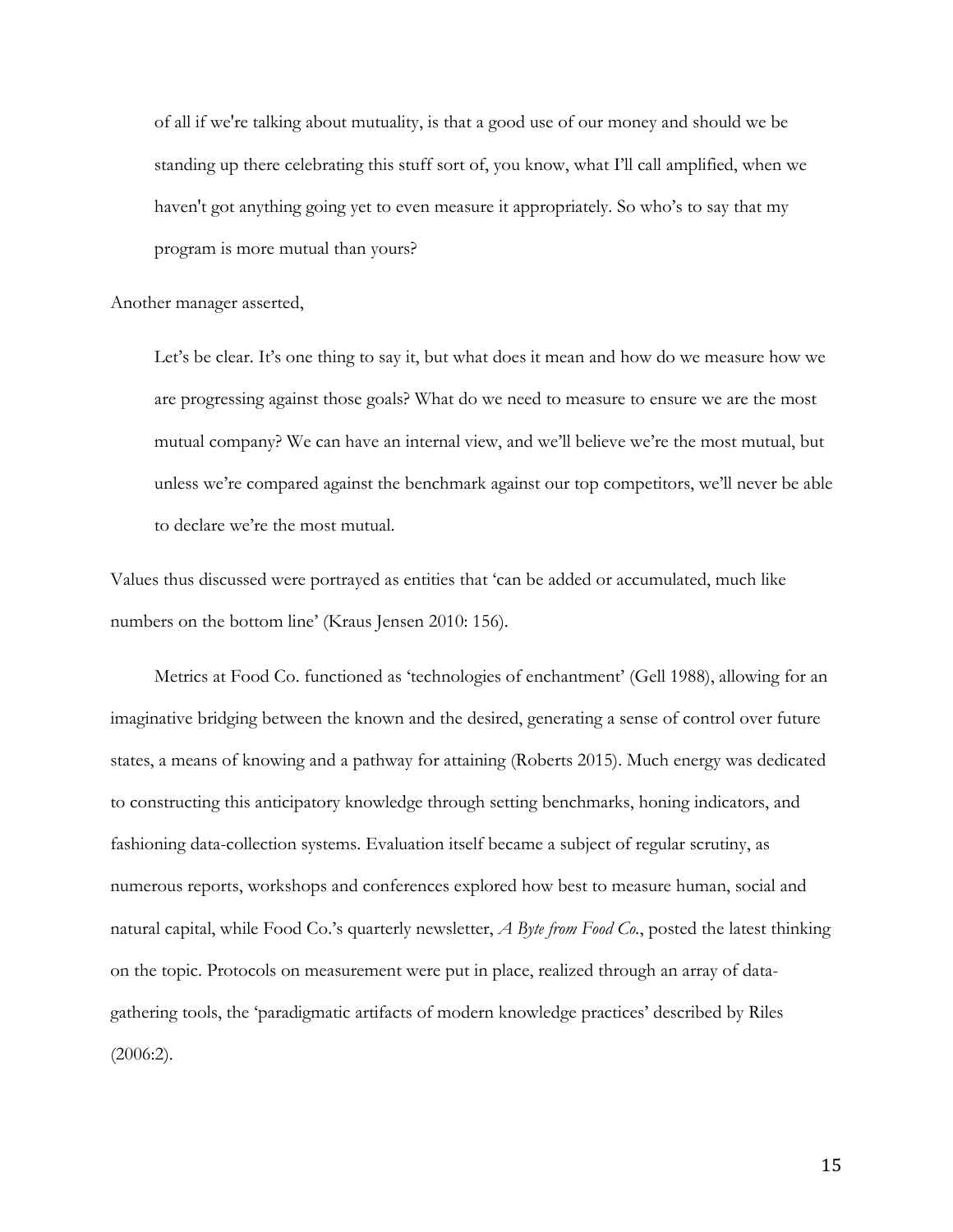> of all if we're talking about mutuality, is that a good use of our money and should we be standing up there celebrating this stuff sort of, you know, what I'll call amplified, when we haven't got anything going yet to even measure it appropriately. So who's to say that my program is more mutual than yours?

Another manager asserted,

> Let's be clear. It's one thing to say it, but what does it mean and how do we measure how we are progressing against those goals? What do we need to measure to ensure we are the most mutual company? We can have an internal view, and we'll believe we're the most mutual, but unless we're compared against the benchmark against our top competitors, we'll never be able to declare we're the most mutual.

Values thus discussed were portrayed as entities that 'can be added or accumulated, much like numbers on the bottom line' (Kraus Jensen 2010: 156).

Metrics at Food Co. functioned as 'technologies of enchantment' (Gell 1988), allowing for an imaginative bridging between the known and the desired, generating a sense of control over future states, a means of knowing and a pathway for attaining (Roberts 2015). Much energy was dedicated to constructing this anticipatory knowledge through setting benchmarks, honing indicators, and fashioning data-collection systems. Evaluation itself became a subject of regular scrutiny, as numerous reports, workshops and conferences explored how best to measure human, social and natural capital, while Food Co.'s quarterly newsletter, *A Byte from Food Co.*, posted the latest thinking on the topic. Protocols on measurement were put in place, realized through an array of data-gathering tools, the 'paradigmatic artifacts of modern knowledge practices' described by Riles (2006:2).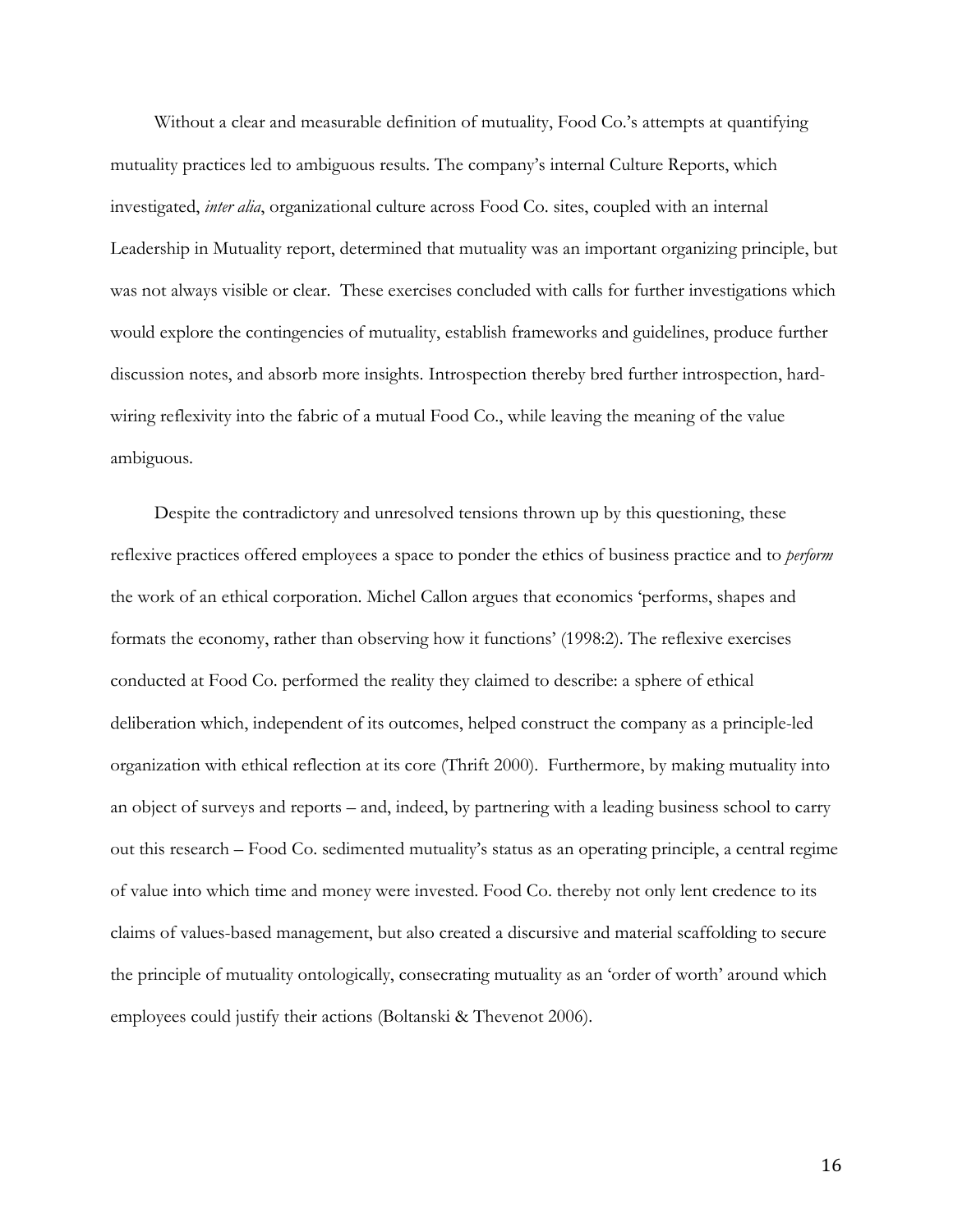Without a clear and measurable definition of mutuality, Food Co.'s attempts at quantifying mutuality practices led to ambiguous results. The company's internal Culture Reports, which investigated, *inter alia*, organizational culture across Food Co. sites, coupled with an internal Leadership in Mutuality report, determined that mutuality was an important organizing principle, but was not always visible or clear. These exercises concluded with calls for further investigations which would explore the contingencies of mutuality, establish frameworks and guidelines, produce further discussion notes, and absorb more insights. Introspection thereby bred further introspection, hard-wiring reflexivity into the fabric of a mutual Food Co., while leaving the meaning of the value ambiguous.

Despite the contradictory and unresolved tensions thrown up by this questioning, these reflexive practices offered employees a space to ponder the ethics of business practice and to *perform* the work of an ethical corporation. Michel Callon argues that economics 'performs, shapes and formats the economy, rather than observing how it functions' (1998:2). The reflexive exercises conducted at Food Co. performed the reality they claimed to describe: a sphere of ethical deliberation which, independent of its outcomes, helped construct the company as a principle-led organization with ethical reflection at its core (Thrift 2000). Furthermore, by making mutuality into an object of surveys and reports – and, indeed, by partnering with a leading business school to carry out this research – Food Co. sedimented mutuality's status as an operating principle, a central regime of value into which time and money were invested. Food Co. thereby not only lent credence to its claims of values-based management, but also created a discursive and material scaffolding to secure the principle of mutuality ontologically, consecrating mutuality as an 'order of worth' around which employees could justify their actions (Boltanski & Thevenot 2006).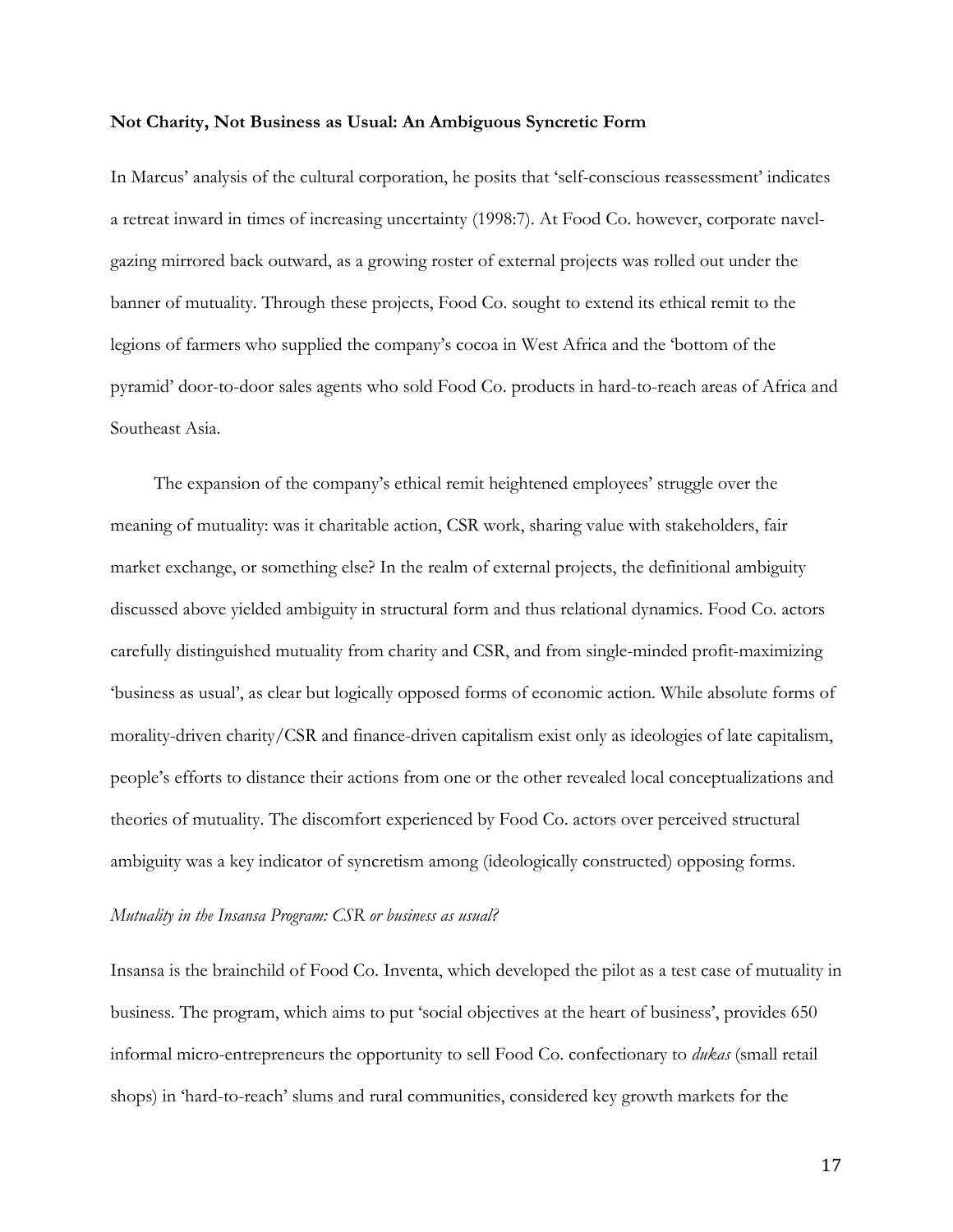**Not Charity, Not Business as Usual: An Ambiguous Syncretic Form**

In Marcus' analysis of the cultural corporation, he posits that 'self-conscious reassessment' indicates a retreat inward in times of increasing uncertainty (1998:7). At Food Co. however, corporate navel-gazing mirrored back outward, as a growing roster of external projects was rolled out under the banner of mutuality. Through these projects, Food Co. sought to extend its ethical remit to the legions of farmers who supplied the company's cocoa in West Africa and the 'bottom of the pyramid' door-to-door sales agents who sold Food Co. products in hard-to-reach areas of Africa and Southeast Asia.

The expansion of the company's ethical remit heightened employees' struggle over the meaning of mutuality: was it charitable action, CSR work, sharing value with stakeholders, fair market exchange, or something else? In the realm of external projects, the definitional ambiguity discussed above yielded ambiguity in structural form and thus relational dynamics. Food Co. actors carefully distinguished mutuality from charity and CSR, and from single-minded profit-maximizing 'business as usual', as clear but logically opposed forms of economic action. While absolute forms of morality-driven charity/CSR and finance-driven capitalism exist only as ideologies of late capitalism, people's efforts to distance their actions from one or the other revealed local conceptualizations and theories of mutuality. The discomfort experienced by Food Co. actors over perceived structural ambiguity was a key indicator of syncretism among (ideologically constructed) opposing forms.

*Mutuality in the Insansa Program: CSR or business as usual?*

Insansa is the brainchild of Food Co. Inventa, which developed the pilot as a test case of mutuality in business. The program, which aims to put 'social objectives at the heart of business', provides 650 informal micro-entrepreneurs the opportunity to sell Food Co. confectionary to *dukas* (small retail shops) in 'hard-to-reach' slums and rural communities, considered key growth markets for the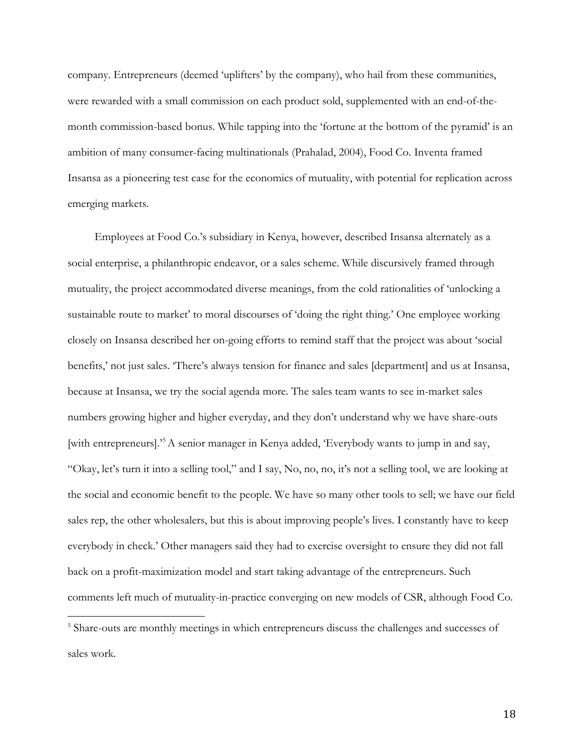company. Entrepreneurs (deemed 'uplifters' by the company), who hail from these communities, were rewarded with a small commission on each product sold, supplemented with an end-of-the-month commission-based bonus. While tapping into the 'fortune at the bottom of the pyramid' is an ambition of many consumer-facing multinationals (Prahalad, 2004), Food Co. Inventa framed Insansa as a pioneering test case for the economics of mutuality, with potential for replication across emerging markets.

Employees at Food Co.'s subsidiary in Kenya, however, described Insansa alternately as a social enterprise, a philanthropic endeavor, or a sales scheme. While discursively framed through mutuality, the project accommodated diverse meanings, from the cold rationalities of 'unlocking a sustainable route to market' to moral discourses of 'doing the right thing.' One employee working closely on Insansa described her on-going efforts to remind staff that the project was about 'social benefits,' not just sales. 'There's always tension for finance and sales [department] and us at Insansa, because at Insansa, we try the social agenda more. The sales team wants to see in-market sales numbers growing higher and higher everyday, and they don't understand why we have share-outs [with entrepreneurs].'[5] A senior manager in Kenya added, 'Everybody wants to jump in and say, "Okay, let's turn it into a selling tool," and I say, No, no, no, it's not a selling tool, we are looking at the social and economic benefit to the people. We have so many other tools to sell; we have our field sales rep, the other wholesalers, but this is about improving people's lives. I constantly have to keep everybody in check.' Other managers said they had to exercise oversight to ensure they did not fall back on a profit-maximization model and start taking advantage of the entrepreneurs. Such comments left much of mutuality-in-practice converging on new models of CSR, although Food Co.

[5] Share-outs are monthly meetings in which entrepreneurs discuss the challenges and successes of sales work.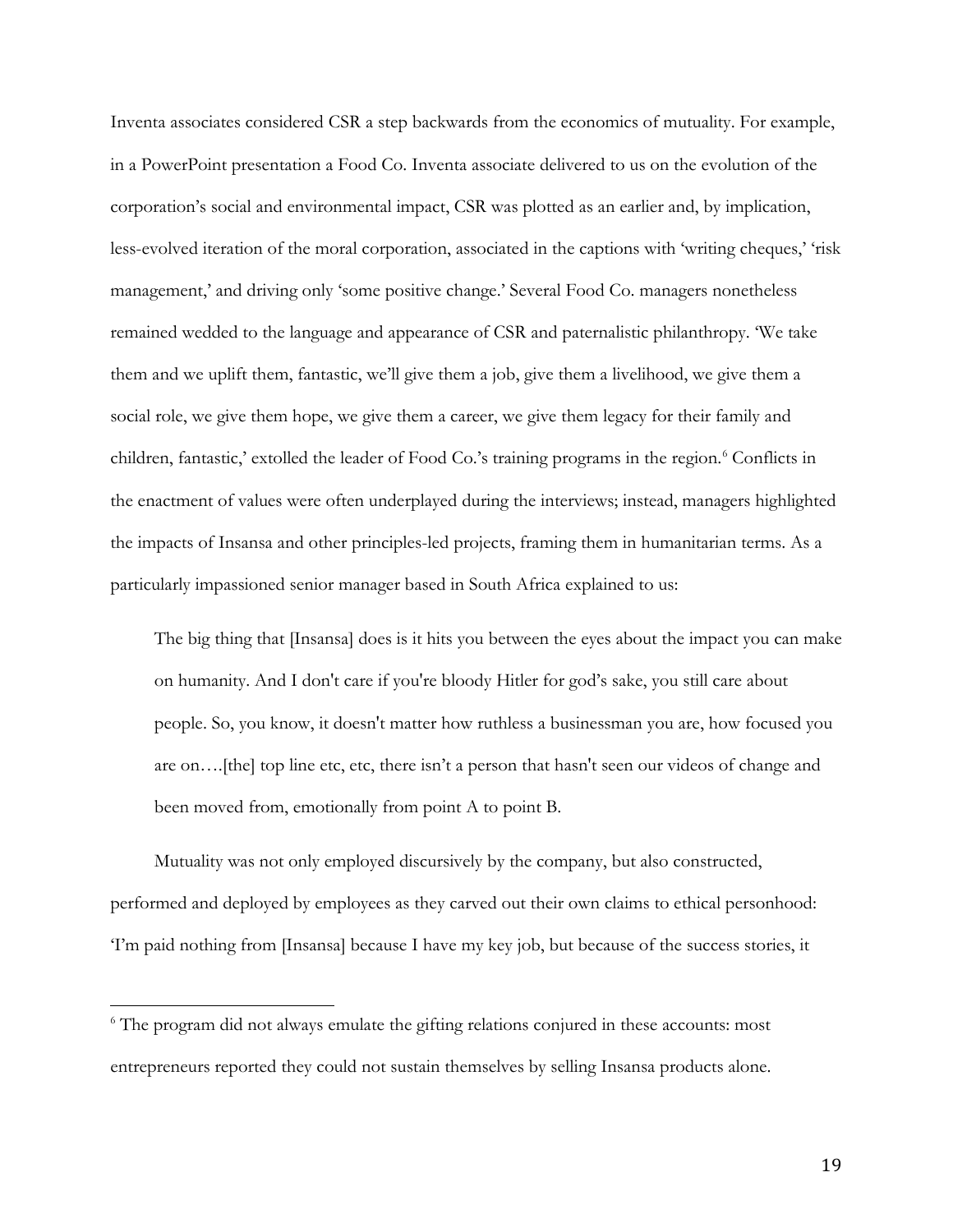Inventa associates considered CSR a step backwards from the economics of mutuality. For example, in a PowerPoint presentation a Food Co. Inventa associate delivered to us on the evolution of the corporation's social and environmental impact, CSR was plotted as an earlier and, by implication, less-evolved iteration of the moral corporation, associated in the captions with 'writing cheques,' 'risk management,' and driving only 'some positive change.' Several Food Co. managers nonetheless remained wedded to the language and appearance of CSR and paternalistic philanthropy. 'We take them and we uplift them, fantastic, we'll give them a job, give them a livelihood, we give them a social role, we give them hope, we give them a career, we give them legacy for their family and children, fantastic,' extolled the leader of Food Co.'s training programs in the region.[6] Conflicts in the enactment of values were often underplayed during the interviews; instead, managers highlighted the impacts of Insansa and other principles-led projects, framing them in humanitarian terms. As a particularly impassioned senior manager based in South Africa explained to us:

> The big thing that [Insansa] does is it hits you between the eyes about the impact you can make on humanity. And I don't care if you're bloody Hitler for god's sake, you still care about people. So, you know, it doesn't matter how ruthless a businessman you are, how focused you are on….[the] top line etc, etc, there isn't a person that hasn't seen our videos of change and been moved from, emotionally from point A to point B.

Mutuality was not only employed discursively by the company, but also constructed, performed and deployed by employees as they carved out their own claims to ethical personhood: 'I'm paid nothing from [Insansa] because I have my key job, but because of the success stories, it

---

[6] The program did not always emulate the gifting relations conjured in these accounts: most entrepreneurs reported they could not sustain themselves by selling Insansa products alone.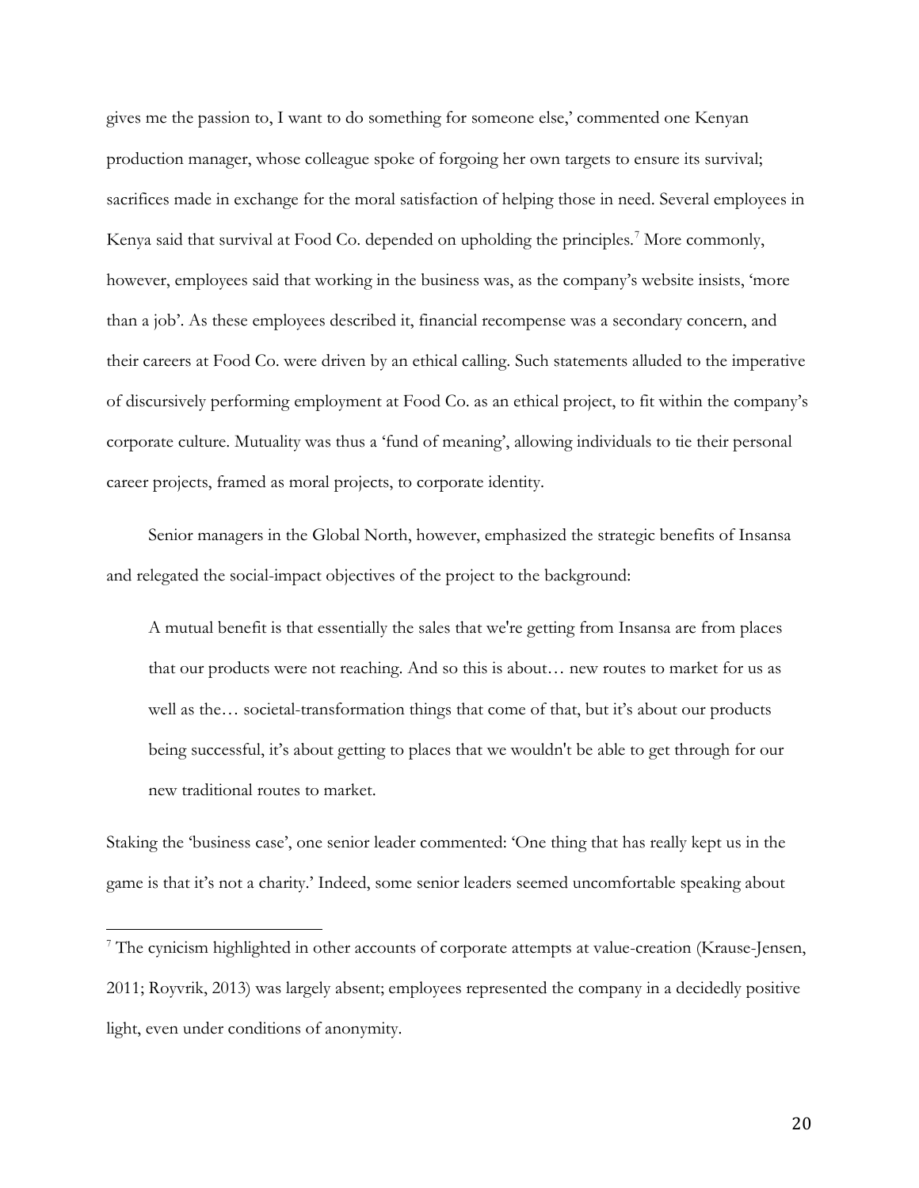gives me the passion to, I want to do something for someone else,' commented one Kenyan production manager, whose colleague spoke of forgoing her own targets to ensure its survival; sacrifices made in exchange for the moral satisfaction of helping those in need. Several employees in Kenya said that survival at Food Co. depended on upholding the principles.[7] More commonly, however, employees said that working in the business was, as the company's website insists, 'more than a job'. As these employees described it, financial recompense was a secondary concern, and their careers at Food Co. were driven by an ethical calling. Such statements alluded to the imperative of discursively performing employment at Food Co. as an ethical project, to fit within the company's corporate culture. Mutuality was thus a 'fund of meaning', allowing individuals to tie their personal career projects, framed as moral projects, to corporate identity.

Senior managers in the Global North, however, emphasized the strategic benefits of Insansa and relegated the social-impact objectives of the project to the background:

> A mutual benefit is that essentially the sales that we're getting from Insansa are from places that our products were not reaching. And so this is about… new routes to market for us as well as the… societal-transformation things that come of that, but it's about our products being successful, it's about getting to places that we wouldn't be able to get through for our new traditional routes to market.

Staking the 'business case', one senior leader commented: 'One thing that has really kept us in the game is that it's not a charity.' Indeed, some senior leaders seemed uncomfortable speaking about

[7] The cynicism highlighted in other accounts of corporate attempts at value-creation (Krause-Jensen, 2011; Royvrik, 2013) was largely absent; employees represented the company in a decidedly positive light, even under conditions of anonymity.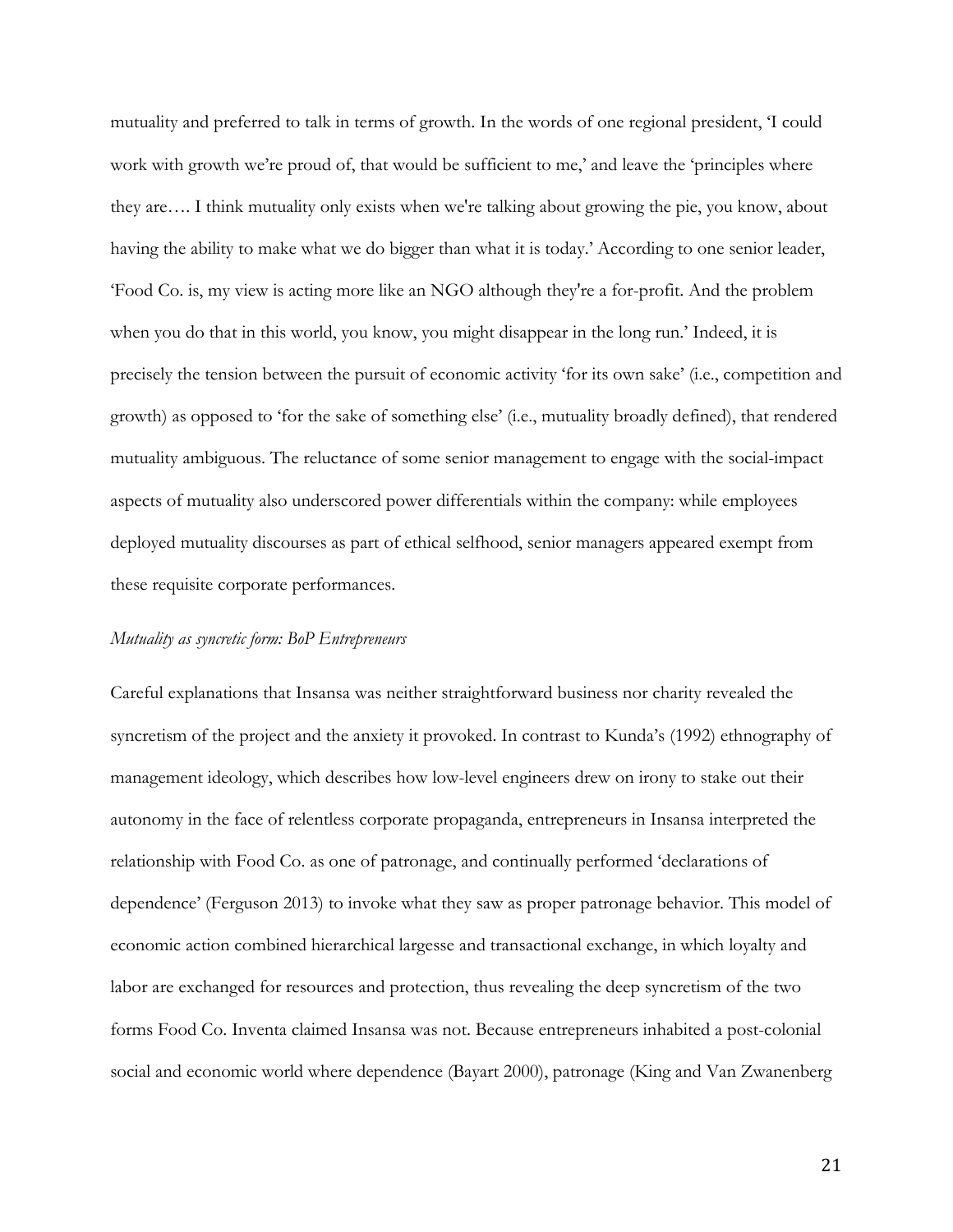mutuality and preferred to talk in terms of growth. In the words of one regional president, 'I could work with growth we're proud of, that would be sufficient to me,' and leave the 'principles where they are…. I think mutuality only exists when we're talking about growing the pie, you know, about having the ability to make what we do bigger than what it is today.' According to one senior leader, 'Food Co. is, my view is acting more like an NGO although they're a for-profit. And the problem when you do that in this world, you know, you might disappear in the long run.' Indeed, it is precisely the tension between the pursuit of economic activity 'for its own sake' (i.e., competition and growth) as opposed to 'for the sake of something else' (i.e., mutuality broadly defined), that rendered mutuality ambiguous. The reluctance of some senior management to engage with the social-impact aspects of mutuality also underscored power differentials within the company: while employees deployed mutuality discourses as part of ethical selfhood, senior managers appeared exempt from these requisite corporate performances.

*Mutuality as syncretic form: BoP Entrepreneurs*

Careful explanations that Insansa was neither straightforward business nor charity revealed the syncretism of the project and the anxiety it provoked. In contrast to Kunda's (1992) ethnography of management ideology, which describes how low-level engineers drew on irony to stake out their autonomy in the face of relentless corporate propaganda, entrepreneurs in Insansa interpreted the relationship with Food Co. as one of patronage, and continually performed 'declarations of dependence' (Ferguson 2013) to invoke what they saw as proper patronage behavior. This model of economic action combined hierarchical largesse and transactional exchange, in which loyalty and labor are exchanged for resources and protection, thus revealing the deep syncretism of the two forms Food Co. Inventa claimed Insansa was not. Because entrepreneurs inhabited a post-colonial social and economic world where dependence (Bayart 2000), patronage (King and Van Zwanenberg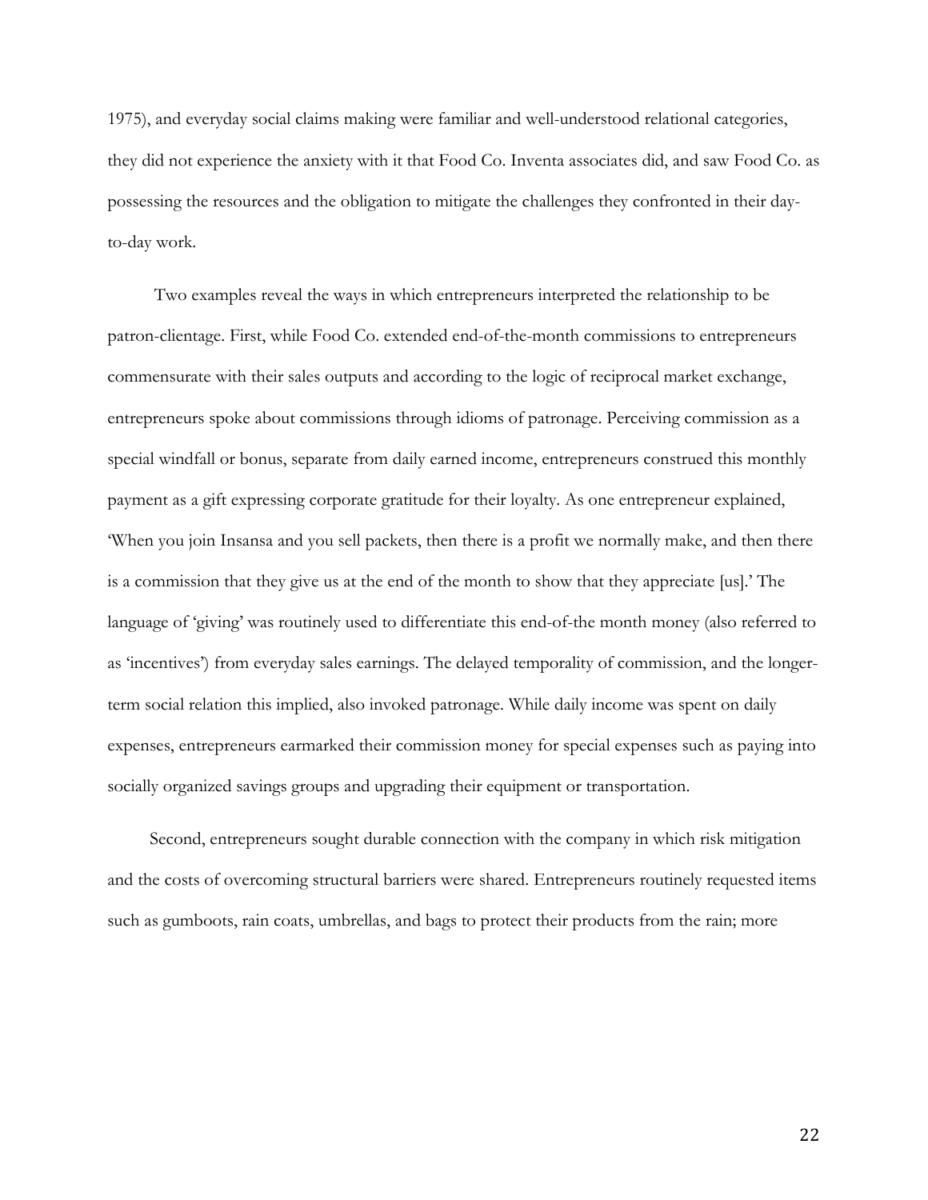1975), and everyday social claims making were familiar and well-understood relational categories, they did not experience the anxiety with it that Food Co. Inventa associates did, and saw Food Co. as possessing the resources and the obligation to mitigate the challenges they confronted in their day-to-day work.

Two examples reveal the ways in which entrepreneurs interpreted the relationship to be patron-clientage. First, while Food Co. extended end-of-the-month commissions to entrepreneurs commensurate with their sales outputs and according to the logic of reciprocal market exchange, entrepreneurs spoke about commissions through idioms of patronage. Perceiving commission as a special windfall or bonus, separate from daily earned income, entrepreneurs construed this monthly payment as a gift expressing corporate gratitude for their loyalty. As one entrepreneur explained, 'When you join Insansa and you sell packets, then there is a profit we normally make, and then there is a commission that they give us at the end of the month to show that they appreciate [us].' The language of 'giving' was routinely used to differentiate this end-of-the month money (also referred to as 'incentives') from everyday sales earnings. The delayed temporality of commission, and the longer-term social relation this implied, also invoked patronage. While daily income was spent on daily expenses, entrepreneurs earmarked their commission money for special expenses such as paying into socially organized savings groups and upgrading their equipment or transportation.

Second, entrepreneurs sought durable connection with the company in which risk mitigation and the costs of overcoming structural barriers were shared. Entrepreneurs routinely requested items such as gumboots, rain coats, umbrellas, and bags to protect their products from the rain; more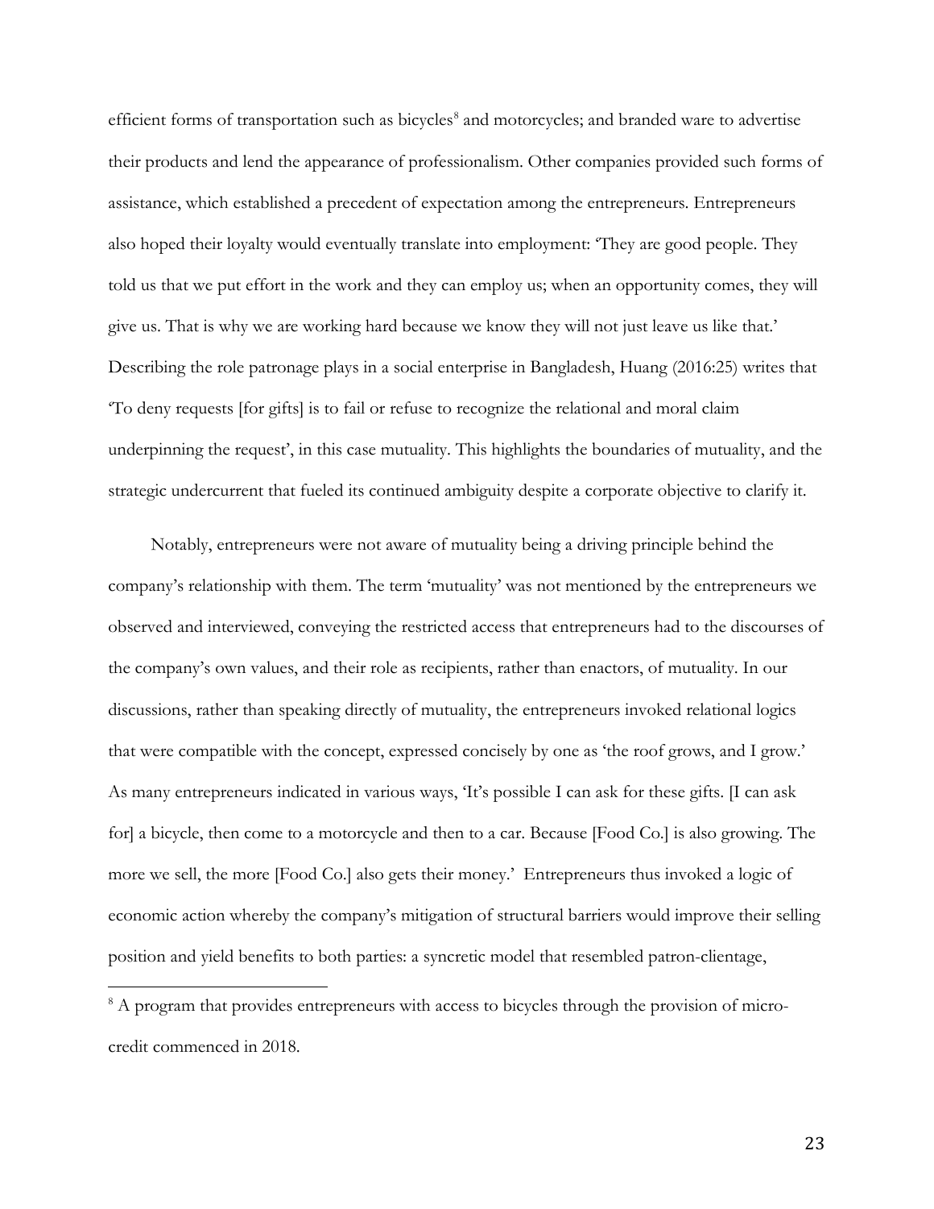efficient forms of transportation such as bicycles[8] and motorcycles; and branded ware to advertise their products and lend the appearance of professionalism. Other companies provided such forms of assistance, which established a precedent of expectation among the entrepreneurs. Entrepreneurs also hoped their loyalty would eventually translate into employment: 'They are good people. They told us that we put effort in the work and they can employ us; when an opportunity comes, they will give us. That is why we are working hard because we know they will not just leave us like that.' Describing the role patronage plays in a social enterprise in Bangladesh, Huang (2016:25) writes that 'To deny requests [for gifts] is to fail or refuse to recognize the relational and moral claim underpinning the request', in this case mutuality. This highlights the boundaries of mutuality, and the strategic undercurrent that fueled its continued ambiguity despite a corporate objective to clarify it.

Notably, entrepreneurs were not aware of mutuality being a driving principle behind the company's relationship with them. The term 'mutuality' was not mentioned by the entrepreneurs we observed and interviewed, conveying the restricted access that entrepreneurs had to the discourses of the company's own values, and their role as recipients, rather than enactors, of mutuality. In our discussions, rather than speaking directly of mutuality, the entrepreneurs invoked relational logics that were compatible with the concept, expressed concisely by one as 'the roof grows, and I grow.' As many entrepreneurs indicated in various ways, 'It's possible I can ask for these gifts. [I can ask for] a bicycle, then come to a motorcycle and then to a car. Because [Food Co.] is also growing. The more we sell, the more [Food Co.] also gets their money.' Entrepreneurs thus invoked a logic of economic action whereby the company's mitigation of structural barriers would improve their selling position and yield benefits to both parties: a syncretic model that resembled patron-clientage,

[8] A program that provides entrepreneurs with access to bicycles through the provision of micro-credit commenced in 2018.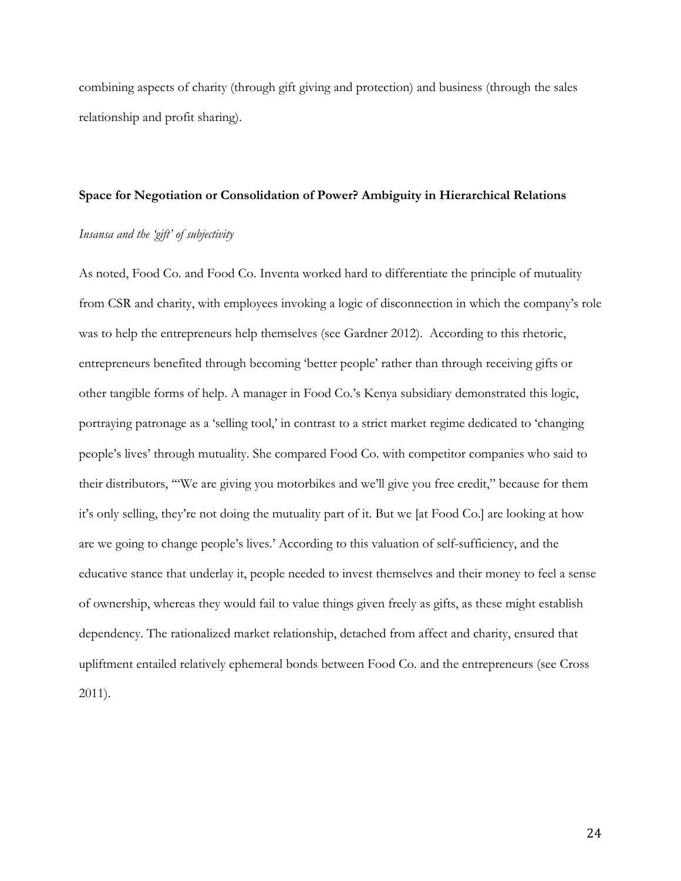combining aspects of charity (through gift giving and protection) and business (through the sales relationship and profit sharing).

## Space for Negotiation or Consolidation of Power? Ambiguity in Hierarchical Relations

### *Insansa and the 'gift' of subjectivity*

As noted, Food Co. and Food Co. Inventa worked hard to differentiate the principle of mutuality from CSR and charity, with employees invoking a logic of disconnection in which the company's role was to help the entrepreneurs help themselves (see Gardner 2012). According to this rhetoric, entrepreneurs benefited through becoming 'better people' rather than through receiving gifts or other tangible forms of help. A manager in Food Co.'s Kenya subsidiary demonstrated this logic, portraying patronage as a 'selling tool,' in contrast to a strict market regime dedicated to 'changing people's lives' through mutuality. She compared Food Co. with competitor companies who said to their distributors, '"We are giving you motorbikes and we'll give you free credit," because for them it's only selling, they're not doing the mutuality part of it. But we [at Food Co.] are looking at how are we going to change people's lives.' According to this valuation of self-sufficiency, and the educative stance that underlay it, people needed to invest themselves and their money to feel a sense of ownership, whereas they would fail to value things given freely as gifts, as these might establish dependency. The rationalized market relationship, detached from affect and charity, ensured that upliftment entailed relatively ephemeral bonds between Food Co. and the entrepreneurs (see Cross 2011).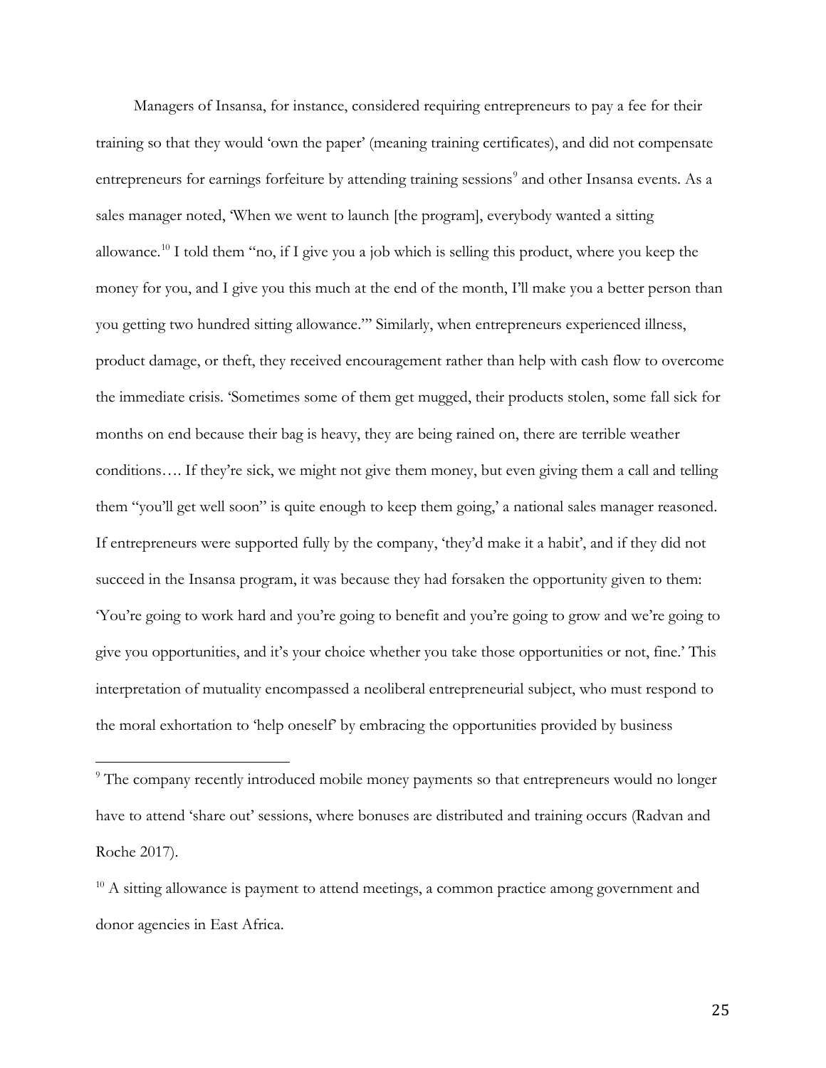Managers of Insansa, for instance, considered requiring entrepreneurs to pay a fee for their training so that they would 'own the paper' (meaning training certificates), and did not compensate entrepreneurs for earnings forfeiture by attending training sessions[9] and other Insansa events. As a sales manager noted, 'When we went to launch [the program], everybody wanted a sitting allowance.[10] I told them "no, if I give you a job which is selling this product, where you keep the money for you, and I give you this much at the end of the month, I'll make you a better person than you getting two hundred sitting allowance."' Similarly, when entrepreneurs experienced illness, product damage, or theft, they received encouragement rather than help with cash flow to overcome the immediate crisis. 'Sometimes some of them get mugged, their products stolen, some fall sick for months on end because their bag is heavy, they are being rained on, there are terrible weather conditions…. If they're sick, we might not give them money, but even giving them a call and telling them "you'll get well soon" is quite enough to keep them going,' a national sales manager reasoned. If entrepreneurs were supported fully by the company, 'they'd make it a habit', and if they did not succeed in the Insansa program, it was because they had forsaken the opportunity given to them: 'You're going to work hard and you're going to benefit and you're going to grow and we're going to give you opportunities, and it's your choice whether you take those opportunities or not, fine.' This interpretation of mutuality encompassed a neoliberal entrepreneurial subject, who must respond to the moral exhortation to 'help oneself' by embracing the opportunities provided by business

[9] The company recently introduced mobile money payments so that entrepreneurs would no longer have to attend 'share out' sessions, where bonuses are distributed and training occurs (Radvan and Roche 2017).

[10] A sitting allowance is payment to attend meetings, a common practice among government and donor agencies in East Africa.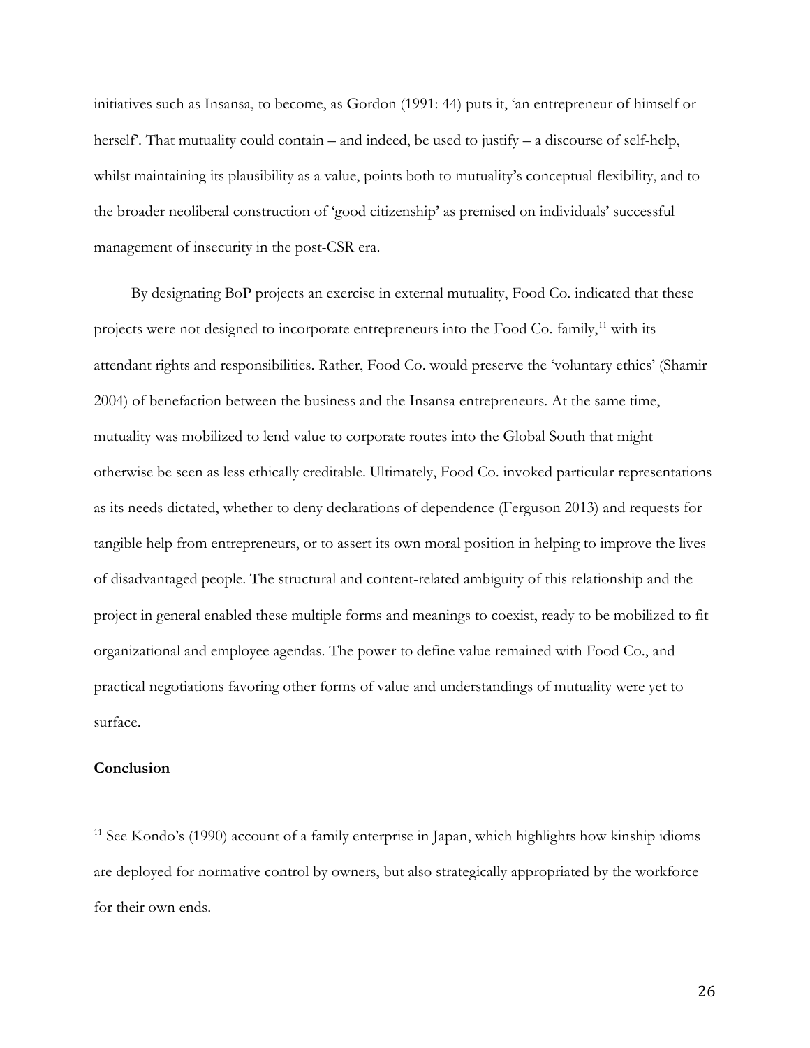initiatives such as Insansa, to become, as Gordon (1991: 44) puts it, 'an entrepreneur of himself or herself'. That mutuality could contain – and indeed, be used to justify – a discourse of self-help, whilst maintaining its plausibility as a value, points both to mutuality's conceptual flexibility, and to the broader neoliberal construction of 'good citizenship' as premised on individuals' successful management of insecurity in the post-CSR era.

By designating BoP projects an exercise in external mutuality, Food Co. indicated that these projects were not designed to incorporate entrepreneurs into the Food Co. family,[11] with its attendant rights and responsibilities. Rather, Food Co. would preserve the 'voluntary ethics' (Shamir 2004) of benefaction between the business and the Insansa entrepreneurs. At the same time, mutuality was mobilized to lend value to corporate routes into the Global South that might otherwise be seen as less ethically creditable. Ultimately, Food Co. invoked particular representations as its needs dictated, whether to deny declarations of dependence (Ferguson 2013) and requests for tangible help from entrepreneurs, or to assert its own moral position in helping to improve the lives of disadvantaged people. The structural and content-related ambiguity of this relationship and the project in general enabled these multiple forms and meanings to coexist, ready to be mobilized to fit organizational and employee agendas. The power to define value remained with Food Co., and practical negotiations favoring other forms of value and understandings of mutuality were yet to surface.

**Conclusion**

---

[11] See Kondo's (1990) account of a family enterprise in Japan, which highlights how kinship idioms are deployed for normative control by owners, but also strategically appropriated by the workforce for their own ends.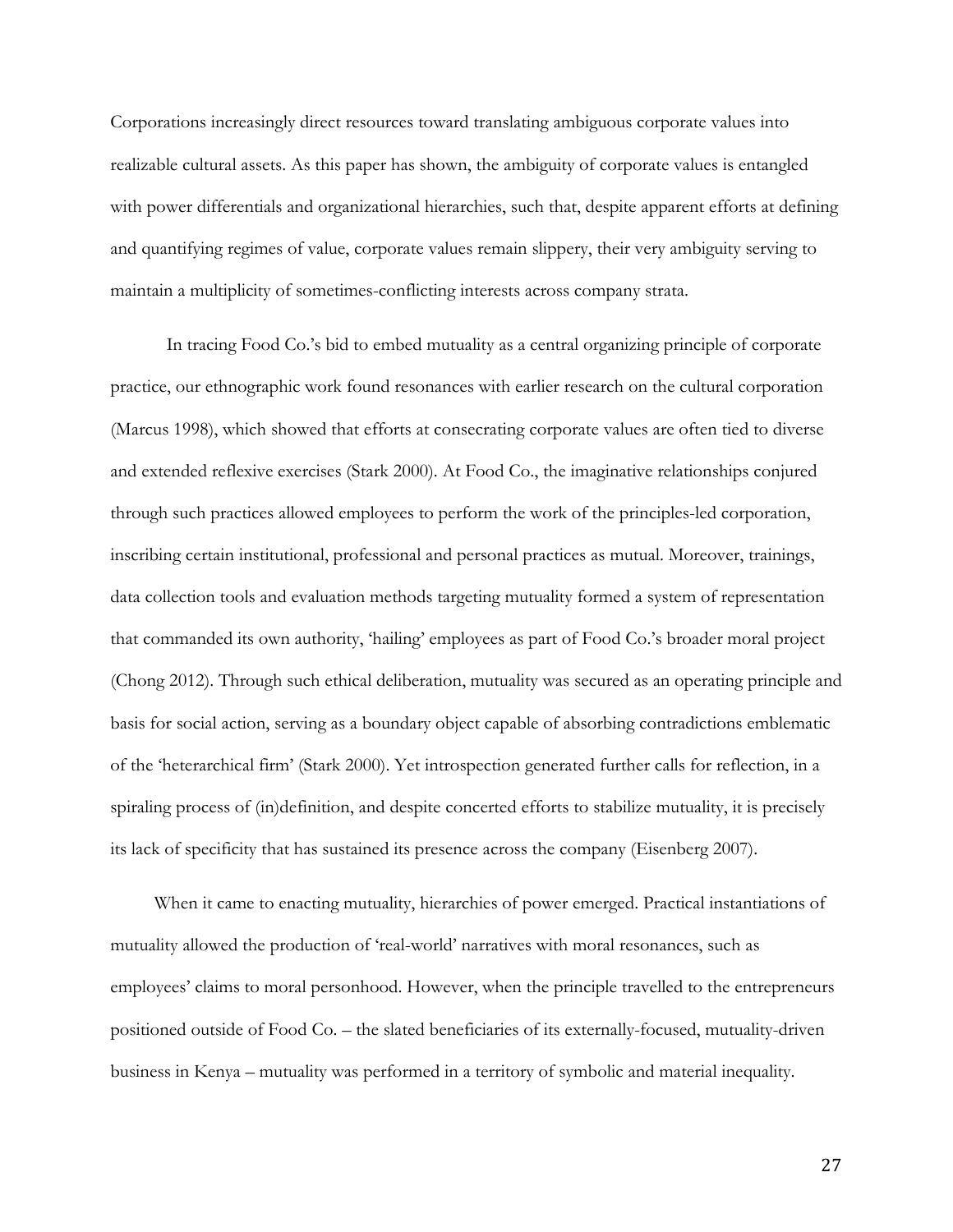Corporations increasingly direct resources toward translating ambiguous corporate values into realizable cultural assets. As this paper has shown, the ambiguity of corporate values is entangled with power differentials and organizational hierarchies, such that, despite apparent efforts at defining and quantifying regimes of value, corporate values remain slippery, their very ambiguity serving to maintain a multiplicity of sometimes-conflicting interests across company strata.

In tracing Food Co.'s bid to embed mutuality as a central organizing principle of corporate practice, our ethnographic work found resonances with earlier research on the cultural corporation (Marcus 1998), which showed that efforts at consecrating corporate values are often tied to diverse and extended reflexive exercises (Stark 2000). At Food Co., the imaginative relationships conjured through such practices allowed employees to perform the work of the principles-led corporation, inscribing certain institutional, professional and personal practices as mutual. Moreover, trainings, data collection tools and evaluation methods targeting mutuality formed a system of representation that commanded its own authority, 'hailing' employees as part of Food Co.'s broader moral project (Chong 2012). Through such ethical deliberation, mutuality was secured as an operating principle and basis for social action, serving as a boundary object capable of absorbing contradictions emblematic of the 'heterarchical firm' (Stark 2000). Yet introspection generated further calls for reflection, in a spiraling process of (in)definition, and despite concerted efforts to stabilize mutuality, it is precisely its lack of specificity that has sustained its presence across the company (Eisenberg 2007).

When it came to enacting mutuality, hierarchies of power emerged. Practical instantiations of mutuality allowed the production of 'real-world' narratives with moral resonances, such as employees' claims to moral personhood. However, when the principle travelled to the entrepreneurs positioned outside of Food Co. – the slated beneficiaries of its externally-focused, mutuality-driven business in Kenya – mutuality was performed in a territory of symbolic and material inequality.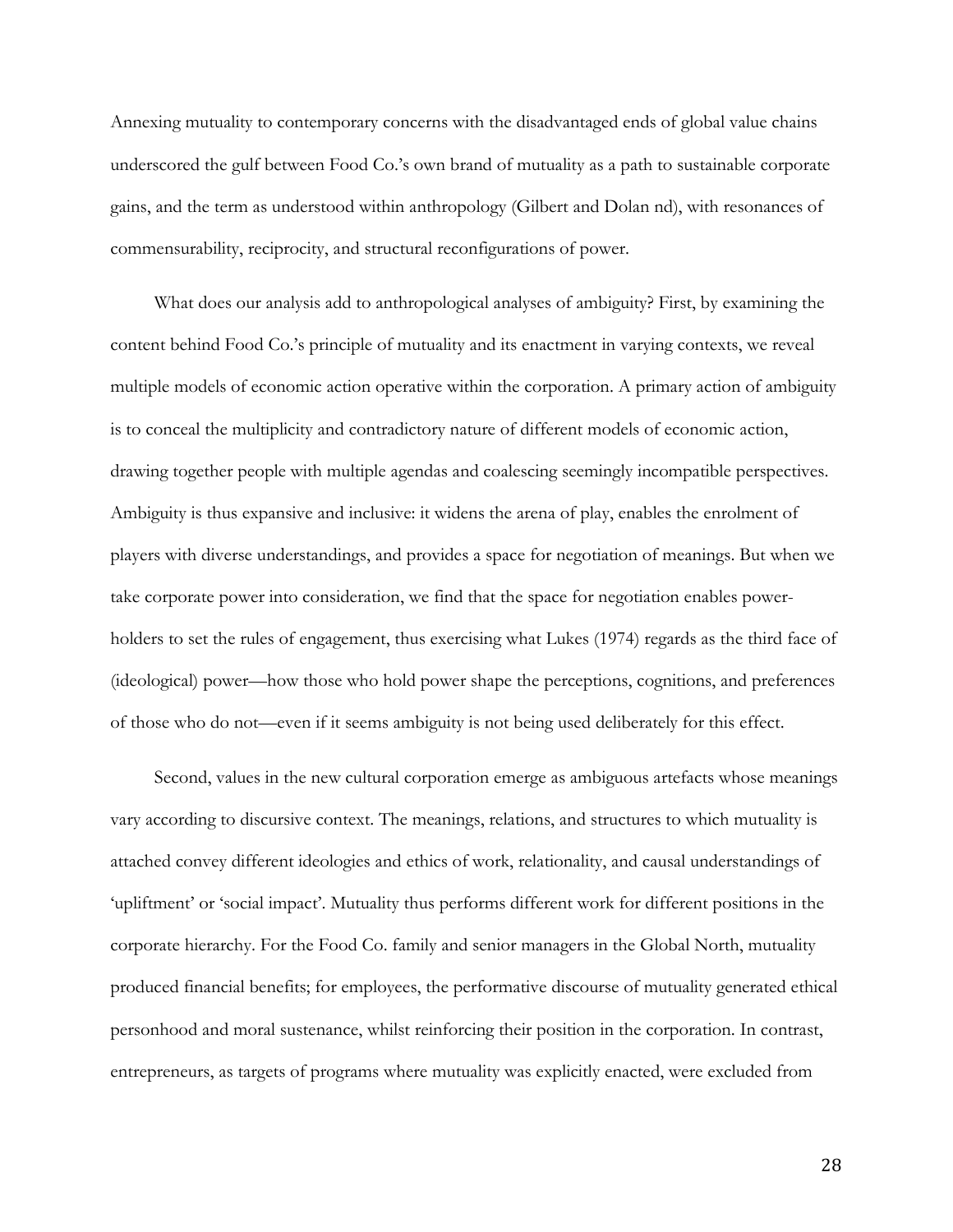Annexing mutuality to contemporary concerns with the disadvantaged ends of global value chains underscored the gulf between Food Co.'s own brand of mutuality as a path to sustainable corporate gains, and the term as understood within anthropology (Gilbert and Dolan nd), with resonances of commensurability, reciprocity, and structural reconfigurations of power.

What does our analysis add to anthropological analyses of ambiguity? First, by examining the content behind Food Co.'s principle of mutuality and its enactment in varying contexts, we reveal multiple models of economic action operative within the corporation. A primary action of ambiguity is to conceal the multiplicity and contradictory nature of different models of economic action, drawing together people with multiple agendas and coalescing seemingly incompatible perspectives. Ambiguity is thus expansive and inclusive: it widens the arena of play, enables the enrolment of players with diverse understandings, and provides a space for negotiation of meanings. But when we take corporate power into consideration, we find that the space for negotiation enables power-holders to set the rules of engagement, thus exercising what Lukes (1974) regards as the third face of (ideological) power—how those who hold power shape the perceptions, cognitions, and preferences of those who do not—even if it seems ambiguity is not being used deliberately for this effect.

Second, values in the new cultural corporation emerge as ambiguous artefacts whose meanings vary according to discursive context. The meanings, relations, and structures to which mutuality is attached convey different ideologies and ethics of work, relationality, and causal understandings of 'upliftment' or 'social impact'. Mutuality thus performs different work for different positions in the corporate hierarchy. For the Food Co. family and senior managers in the Global North, mutuality produced financial benefits; for employees, the performative discourse of mutuality generated ethical personhood and moral sustenance, whilst reinforcing their position in the corporation. In contrast, entrepreneurs, as targets of programs where mutuality was explicitly enacted, were excluded from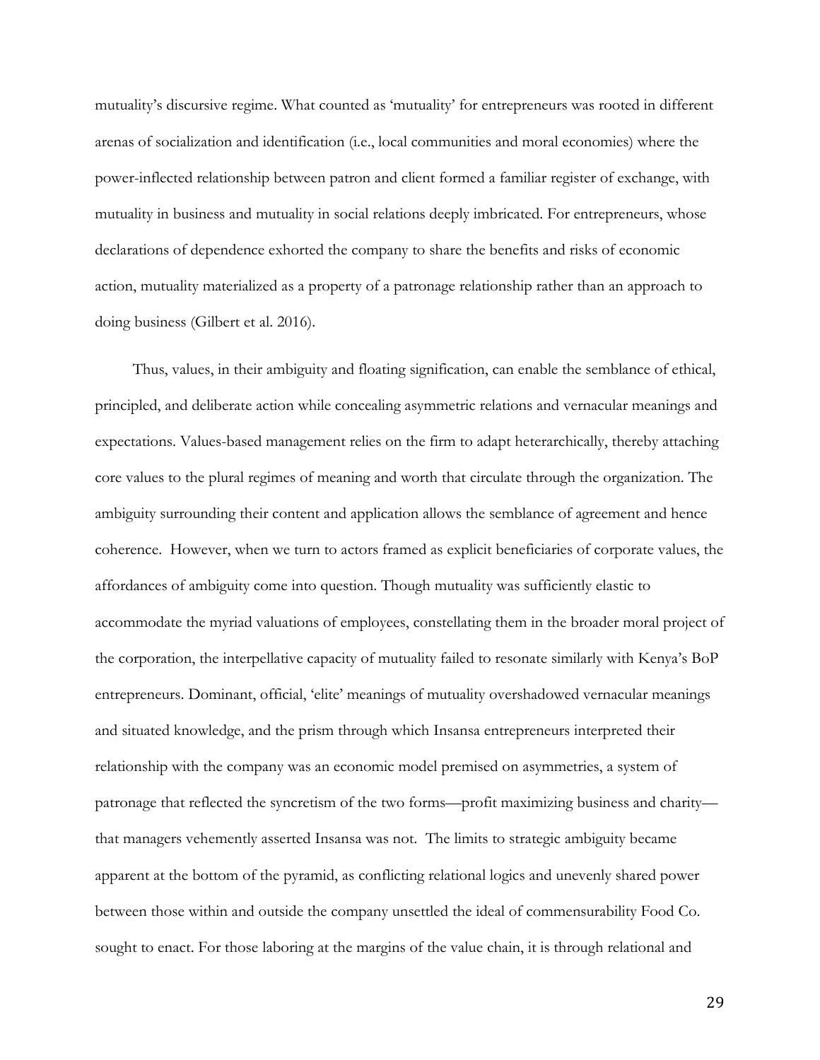mutuality's discursive regime. What counted as 'mutuality' for entrepreneurs was rooted in different arenas of socialization and identification (i.e., local communities and moral economies) where the power-inflected relationship between patron and client formed a familiar register of exchange, with mutuality in business and mutuality in social relations deeply imbricated. For entrepreneurs, whose declarations of dependence exhorted the company to share the benefits and risks of economic action, mutuality materialized as a property of a patronage relationship rather than an approach to doing business (Gilbert et al. 2016).

Thus, values, in their ambiguity and floating signification, can enable the semblance of ethical, principled, and deliberate action while concealing asymmetric relations and vernacular meanings and expectations. Values-based management relies on the firm to adapt heterarchically, thereby attaching core values to the plural regimes of meaning and worth that circulate through the organization. The ambiguity surrounding their content and application allows the semblance of agreement and hence coherence. However, when we turn to actors framed as explicit beneficiaries of corporate values, the affordances of ambiguity come into question. Though mutuality was sufficiently elastic to accommodate the myriad valuations of employees, constellating them in the broader moral project of the corporation, the interpellative capacity of mutuality failed to resonate similarly with Kenya's BoP entrepreneurs. Dominant, official, 'elite' meanings of mutuality overshadowed vernacular meanings and situated knowledge, and the prism through which Insansa entrepreneurs interpreted their relationship with the company was an economic model premised on asymmetries, a system of patronage that reflected the syncretism of the two forms—profit maximizing business and charity—that managers vehemently asserted Insansa was not. The limits to strategic ambiguity became apparent at the bottom of the pyramid, as conflicting relational logics and unevenly shared power between those within and outside the company unsettled the ideal of commensurability Food Co. sought to enact. For those laboring at the margins of the value chain, it is through relational and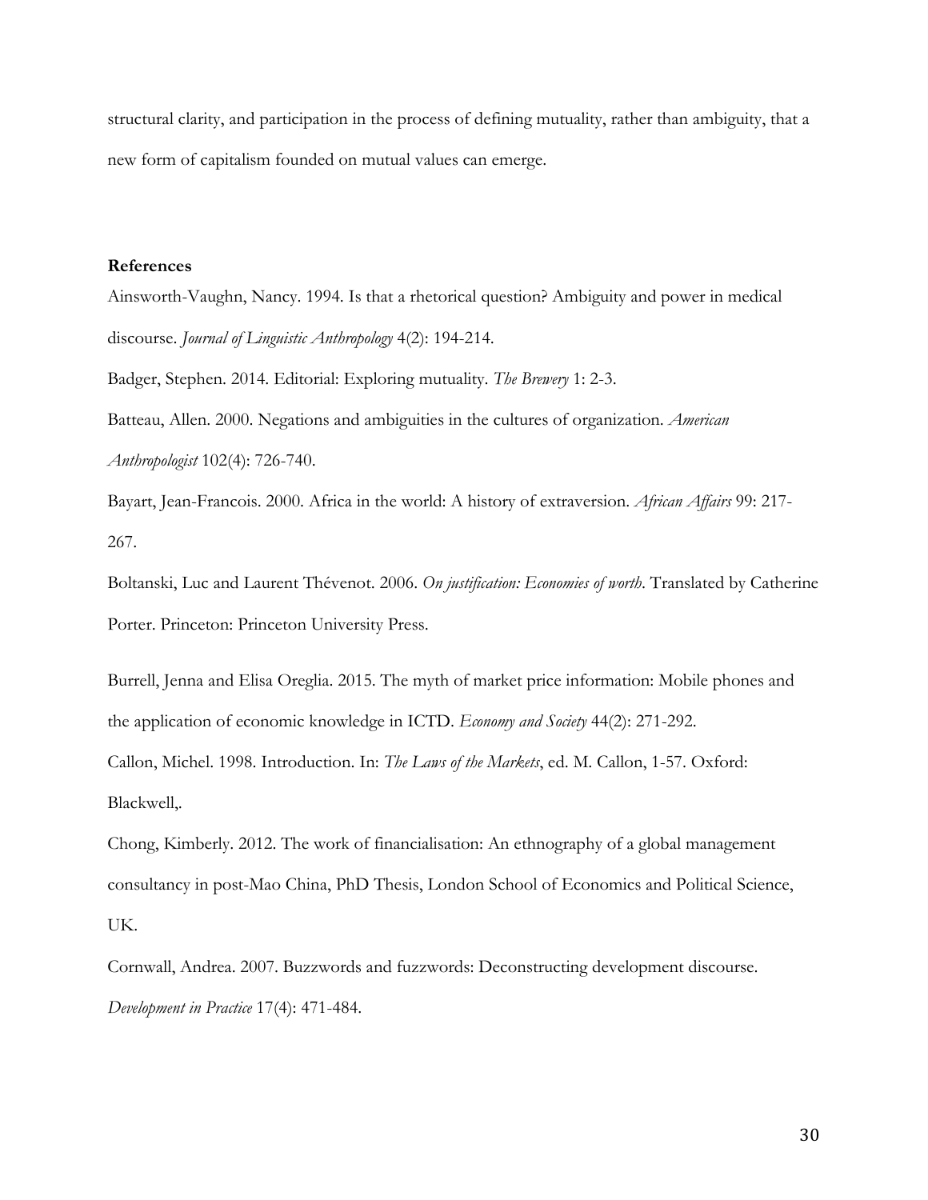structural clarity, and participation in the process of defining mutuality, rather than ambiguity, that a new form of capitalism founded on mutual values can emerge.

**References**

Ainsworth-Vaughn, Nancy. 1994. Is that a rhetorical question? Ambiguity and power in medical discourse. *Journal of Linguistic Anthropology* 4(2): 194-214.

Badger, Stephen. 2014. Editorial: Exploring mutuality. *The Brewery* 1: 2-3.

Batteau, Allen. 2000. Negations and ambiguities in the cultures of organization. *American Anthropologist* 102(4): 726-740.

Bayart, Jean-Francois. 2000. Africa in the world: A history of extraversion. *African Affairs* 99: 217-267.

Boltanski, Luc and Laurent Thévenot. 2006. *On justification: Economies of worth*. Translated by Catherine Porter. Princeton: Princeton University Press.

Burrell, Jenna and Elisa Oreglia. 2015. The myth of market price information: Mobile phones and the application of economic knowledge in ICTD. *Economy and Society* 44(2): 271-292.

Callon, Michel. 1998. Introduction. In: *The Laws of the Markets*, ed. M. Callon, 1-57. Oxford: Blackwell,.

Chong, Kimberly. 2012. The work of financialisation: An ethnography of a global management consultancy in post-Mao China, PhD Thesis, London School of Economics and Political Science, UK.

Cornwall, Andrea. 2007. Buzzwords and fuzzwords: Deconstructing development discourse. *Development in Practice* 17(4): 471-484.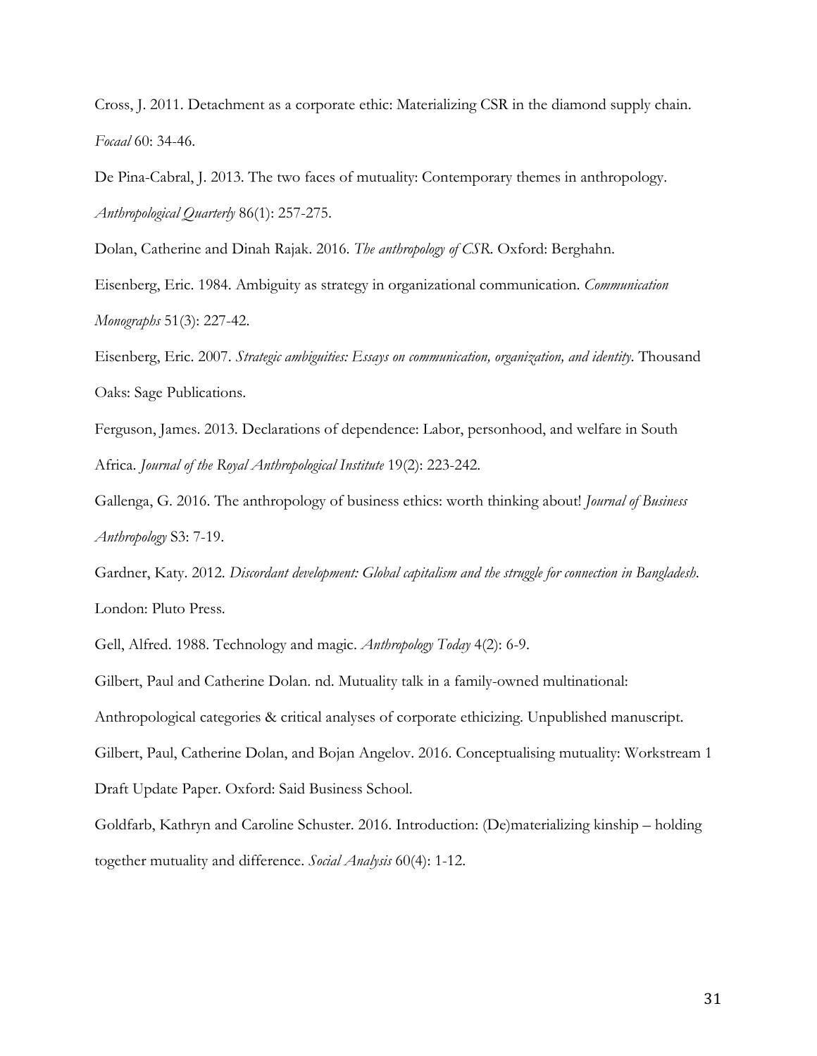Cross, J. 2011. Detachment as a corporate ethic: Materializing CSR in the diamond supply chain. *Focaal* 60: 34-46.

De Pina-Cabral, J. 2013. The two faces of mutuality: Contemporary themes in anthropology. *Anthropological Quarterly* 86(1): 257-275.

Dolan, Catherine and Dinah Rajak. 2016. *The anthropology of CSR*. Oxford: Berghahn.

Eisenberg, Eric. 1984. Ambiguity as strategy in organizational communication. *Communication Monographs* 51(3): 227-42.

Eisenberg, Eric. 2007. *Strategic ambiguities: Essays on communication, organization, and identity*. Thousand Oaks: Sage Publications.

Ferguson, James. 2013. Declarations of dependence: Labor, personhood, and welfare in South Africa. *Journal of the Royal Anthropological Institute* 19(2): 223-242.

Gallenga, G. 2016. The anthropology of business ethics: worth thinking about! *Journal of Business Anthropology* S3: 7-19.

Gardner, Katy. 2012. *Discordant development: Global capitalism and the struggle for connection in Bangladesh*. London: Pluto Press.

Gell, Alfred. 1988. Technology and magic. *Anthropology Today* 4(2): 6-9.

Gilbert, Paul and Catherine Dolan. nd. Mutuality talk in a family-owned multinational: Anthropological categories & critical analyses of corporate ethicizing. Unpublished manuscript.

Gilbert, Paul, Catherine Dolan, and Bojan Angelov. 2016. Conceptualising mutuality: Workstream 1 Draft Update Paper. Oxford: Said Business School.

Goldfarb, Kathryn and Caroline Schuster. 2016. Introduction: (De)materializing kinship – holding together mutuality and difference. *Social Analysis* 60(4): 1-12.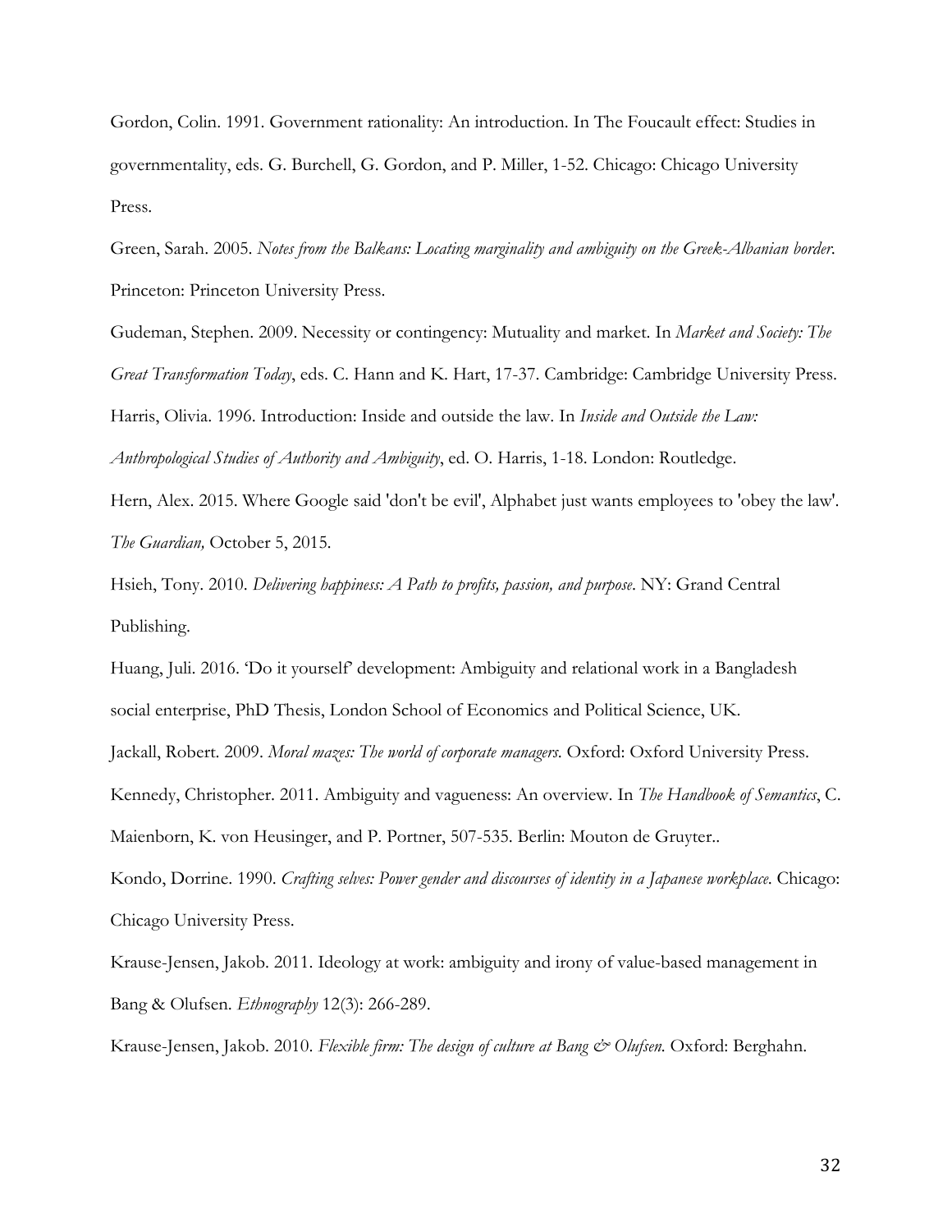Gordon, Colin. 1991. Government rationality: An introduction. In The Foucault effect: Studies in governmentality, eds. G. Burchell, G. Gordon, and P. Miller, 1-52. Chicago: Chicago University Press.

Green, Sarah. 2005. *Notes from the Balkans: Locating marginality and ambiguity on the Greek-Albanian border*. Princeton: Princeton University Press.

Gudeman, Stephen. 2009. Necessity or contingency: Mutuality and market. In *Market and Society: The Great Transformation Today*, eds. C. Hann and K. Hart, 17-37. Cambridge: Cambridge University Press.

Harris, Olivia. 1996. Introduction: Inside and outside the law. In *Inside and Outside the Law: Anthropological Studies of Authority and Ambiguity*, ed. O. Harris, 1-18. London: Routledge.

Hern, Alex. 2015. Where Google said 'don't be evil', Alphabet just wants employees to 'obey the law'. *The Guardian,* October 5, 2015.

Hsieh, Tony. 2010. *Delivering happiness: A Path to profits, passion, and purpose*. NY: Grand Central Publishing.

Huang, Juli. 2016. 'Do it yourself' development: Ambiguity and relational work in a Bangladesh social enterprise, PhD Thesis, London School of Economics and Political Science, UK.

Jackall, Robert. 2009. *Moral mazes: The world of corporate managers*. Oxford: Oxford University Press.

Kennedy, Christopher. 2011. Ambiguity and vagueness: An overview. In *The Handbook of Semantics*, C. Maienborn, K. von Heusinger, and P. Portner, 507-535. Berlin: Mouton de Gruyter..

Kondo, Dorrine. 1990. *Crafting selves: Power gender and discourses of identity in a Japanese workplace*. Chicago: Chicago University Press.

Krause-Jensen, Jakob. 2011. Ideology at work: ambiguity and irony of value-based management in Bang & Olufsen. *Ethnography* 12(3): 266-289.

Krause-Jensen, Jakob. 2010. *Flexible firm: The design of culture at Bang & Olufsen*. Oxford: Berghahn.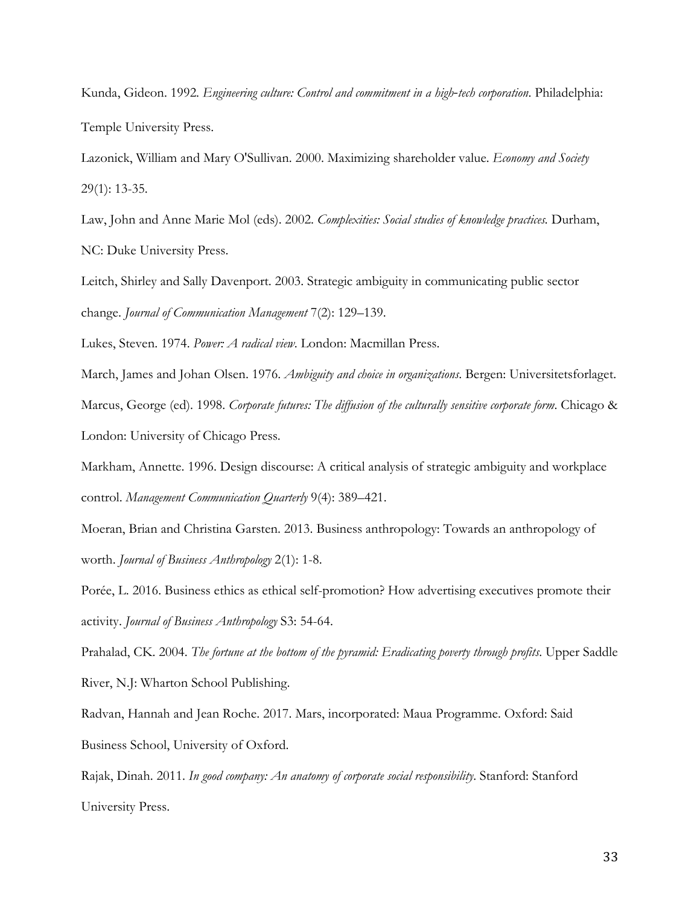Kunda, Gideon. 1992. *Engineering culture: Control and commitment in a high-tech corporation*. Philadelphia: Temple University Press.

Lazonick, William and Mary O'Sullivan. 2000. Maximizing shareholder value. *Economy and Society* 29(1): 13-35.

Law, John and Anne Marie Mol (eds). 2002. *Complexities: Social studies of knowledge practices*. Durham, NC: Duke University Press.

Leitch, Shirley and Sally Davenport. 2003. Strategic ambiguity in communicating public sector change. *Journal of Communication Management* 7(2): 129–139.

Lukes, Steven. 1974. *Power: A radical view*. London: Macmillan Press.

March, James and Johan Olsen. 1976. *Ambiguity and choice in organizations*. Bergen: Universitetsforlaget.

Marcus, George (ed). 1998. *Corporate futures: The diffusion of the culturally sensitive corporate form*. Chicago & London: University of Chicago Press.

Markham, Annette. 1996. Design discourse: A critical analysis of strategic ambiguity and workplace control. *Management Communication Quarterly* 9(4): 389–421.

Moeran, Brian and Christina Garsten. 2013. Business anthropology: Towards an anthropology of worth. *Journal of Business Anthropology* 2(1): 1-8.

Porée, L. 2016. Business ethics as ethical self-promotion? How advertising executives promote their activity. *Journal of Business Anthropology* S3: 54-64.

Prahalad, CK. 2004. *The fortune at the bottom of the pyramid: Eradicating poverty through profits*. Upper Saddle River, N.J: Wharton School Publishing.

Radvan, Hannah and Jean Roche. 2017. Mars, incorporated: Maua Programme. Oxford: Said Business School, University of Oxford.

Rajak, Dinah. 2011. *In good company: An anatomy of corporate social responsibility*. Stanford: Stanford University Press.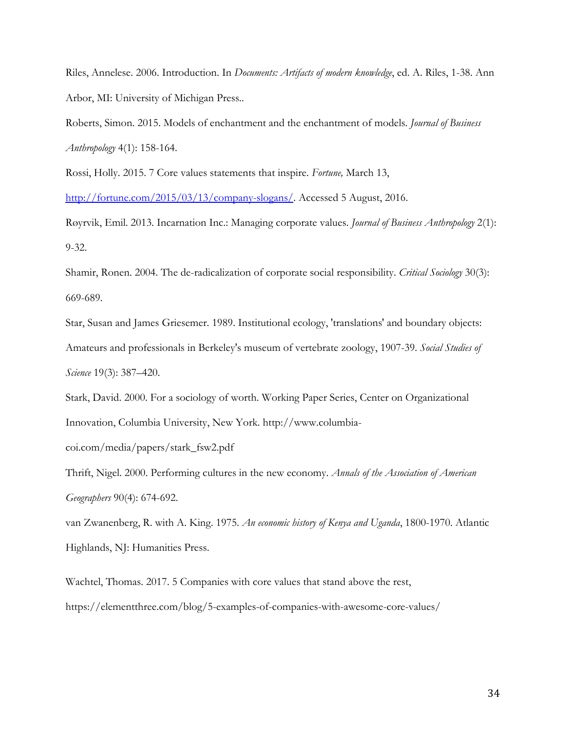Riles, Annelese. 2006. Introduction. In *Documents: Artifacts of modern knowledge*, ed. A. Riles, 1-38. Ann Arbor, MI: University of Michigan Press..

Roberts, Simon. 2015. Models of enchantment and the enchantment of models. *Journal of Business Anthropology* 4(1): 158-164.

Rossi, Holly. 2015. 7 Core values statements that inspire. *Fortune,* March 13, http://fortune.com/2015/03/13/company-slogans/. Accessed 5 August, 2016.

Røyrvik, Emil. 2013. Incarnation Inc.: Managing corporate values. *Journal of Business Anthropology* 2(1): 9-32.

Shamir, Ronen. 2004. The de-radicalization of corporate social responsibility. *Critical Sociology* 30(3): 669-689.

Star, Susan and James Griesemer. 1989. Institutional ecology, 'translations' and boundary objects: Amateurs and professionals in Berkeley's museum of vertebrate zoology, 1907-39. *Social Studies of Science* 19(3): 387–420.

Stark, David. 2000. For a sociology of worth. Working Paper Series, Center on Organizational Innovation, Columbia University, New York. http://www.columbia-coi.com/media/papers/stark_fsw2.pdf

Thrift, Nigel. 2000. Performing cultures in the new economy. *Annals of the Association of American Geographers* 90(4): 674-692.

van Zwanenberg, R. with A. King. 1975. *An economic history of Kenya and Uganda*, 1800-1970. Atlantic Highlands, NJ: Humanities Press.

Wachtel, Thomas. 2017. 5 Companies with core values that stand above the rest, https://elementthree.com/blog/5-examples-of-companies-with-awesome-core-values/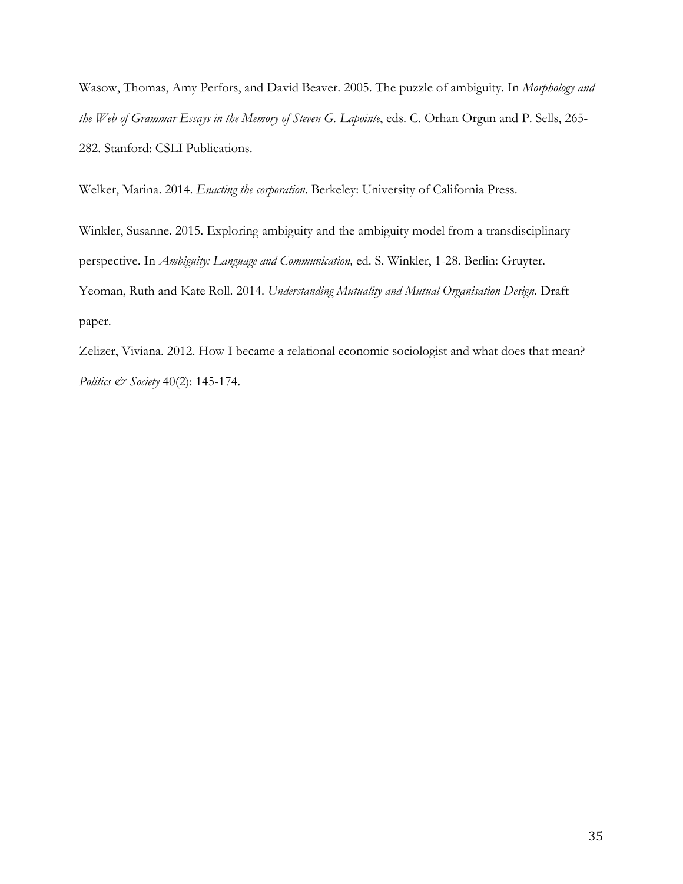Wasow, Thomas, Amy Perfors, and David Beaver. 2005. The puzzle of ambiguity. In *Morphology and the Web of Grammar Essays in the Memory of Steven G. Lapointe*, eds. C. Orhan Orgun and P. Sells, 265-282. Stanford: CSLI Publications.

Welker, Marina. 2014. *Enacting the corporation*. Berkeley: University of California Press.

Winkler, Susanne. 2015. Exploring ambiguity and the ambiguity model from a transdisciplinary perspective. In *Ambiguity: Language and Communication,* ed. S. Winkler, 1-28. Berlin: Gruyter.

Yeoman, Ruth and Kate Roll. 2014. *Understanding Mutuality and Mutual Organisation Design.* Draft paper.

Zelizer, Viviana. 2012. How I became a relational economic sociologist and what does that mean? *Politics & Society* 40(2): 145-174.